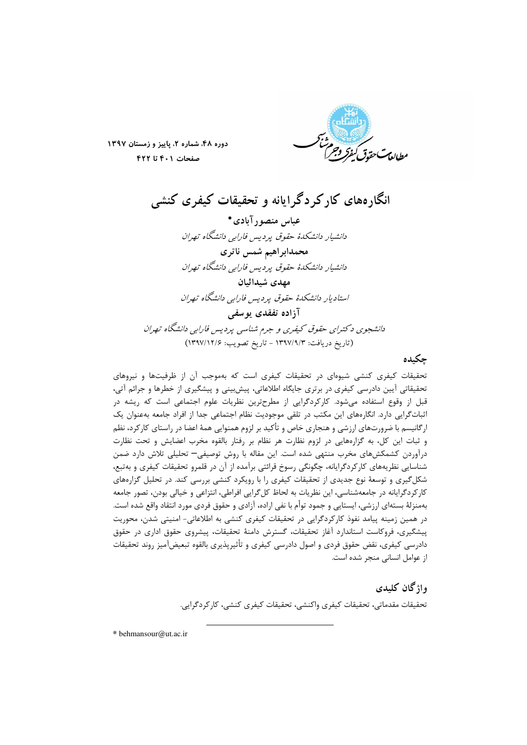# انگاره‌های کارکردگرایانه و تحقیقات کیفری کنشی

**عباس منصورآبادی***

*دانشیار دانشکدهٔ حقوق پردیس فارابی دانشگاه تهران*

**محمدابراهیم شمس ناتری**

*دانشیار دانشکدهٔ حقوق پردیس فارابی دانشگاه تهران*

**مهدی شیدائیان**

*استادیار دانشکدهٔ حقوق پردیس فارابی دانشگاه تهران*

**آزاده تفقدی یوسفی**

*دانشجوی دکترای حقوق کیفری و جرم شناسی پردیس فارابی دانشگاه تهران*

(تاریخ دریافت: ۱۳۹۷/۹/۳ - تاریخ تصویب: ۱۳۹۷/۱۲/۶)

## چکیده

تحقیقات کیفری کنشی شیوه‌ای در تحقیقات کیفری است که به‌موجب آن از ظرفیت‌ها و نیروهای تحقیقاتی آیین دادرسی کیفری در برتری جایگاه اطلاعاتی، پیش‌بینی و پیشگیری از خطرها و جرائم آتی، قبل از وقوع استفاده می‌شود. کارکردگرایی از مطرح‌ترین نظریات علوم اجتماعی است که ریشه در اثبات‌گرایی دارد. انگاره‌های این مکتب در تلقی موجودیت نظام اجتماعی جدا از افراد جامعه به‌عنوان یک ارگانیسم با ضرورت‌های ارزشی و هنجاری خاص و تأکید بر لزوم همنوایی همهٔ اعضا در راستای کارکرد، نظم و ثبات این کل، به گزاره‌هایی در لزوم نظارت هر نظام بر رفتار بالقوه مخرب اعضایش و تحت نظارت درآوردن کشمکش‌های مخرب منتهی شده است. این مقاله با روش توصیفی– تحلیلی تلاش دارد ضمن شناسایی نظریه‌های کارکردگرایانه، چگونگی رسوخ قرائتی برآمده از آن در قلمرو تحقیقات کیفری و به‌تبع، شکل‌گیری و توسعهٔ نوع جدیدی از تحقیقات کیفری را با رویکرد کنشی بررسی کند. در تحلیل گزاره‌های کارکردگرایانه در جامعه‌شناسی، این نظریات به لحاظ کل‌گرایی افراطی، انتزاعی و خیالی بودن، تصور جامعه به‌منزلهٔ بسته‌ای ارزشی، ایستایی و جمود توأم با نفی اراده، آزادی و حقوق فردی مورد انتقاد واقع شده است. در همین زمینه پیامد نفوذ کارکردگرایی در تحقیقات کیفری کنشی به اطلاعاتی- امنیتی شدن، محوریت پیشگیری، فروکاست استاندارد آغاز تحقیقات، گسترش دامنهٔ تحقیقات، پیشروی حقوق اداری در حقوق دادرسی کیفری، نقض حقوق فردی و اصول دادرسی کیفری و تأثیرپذیری بالقوه تبعیض‌آمیز روند تحقیقات از عوامل انسانی منجر شده است.

## واژگان کلیدی

تحقیقات مقدماتی، تحقیقات کیفری واکنشی، تحقیقات کیفری کنشی، کارکردگرایی.

---

* behmansour@ut.ac.ir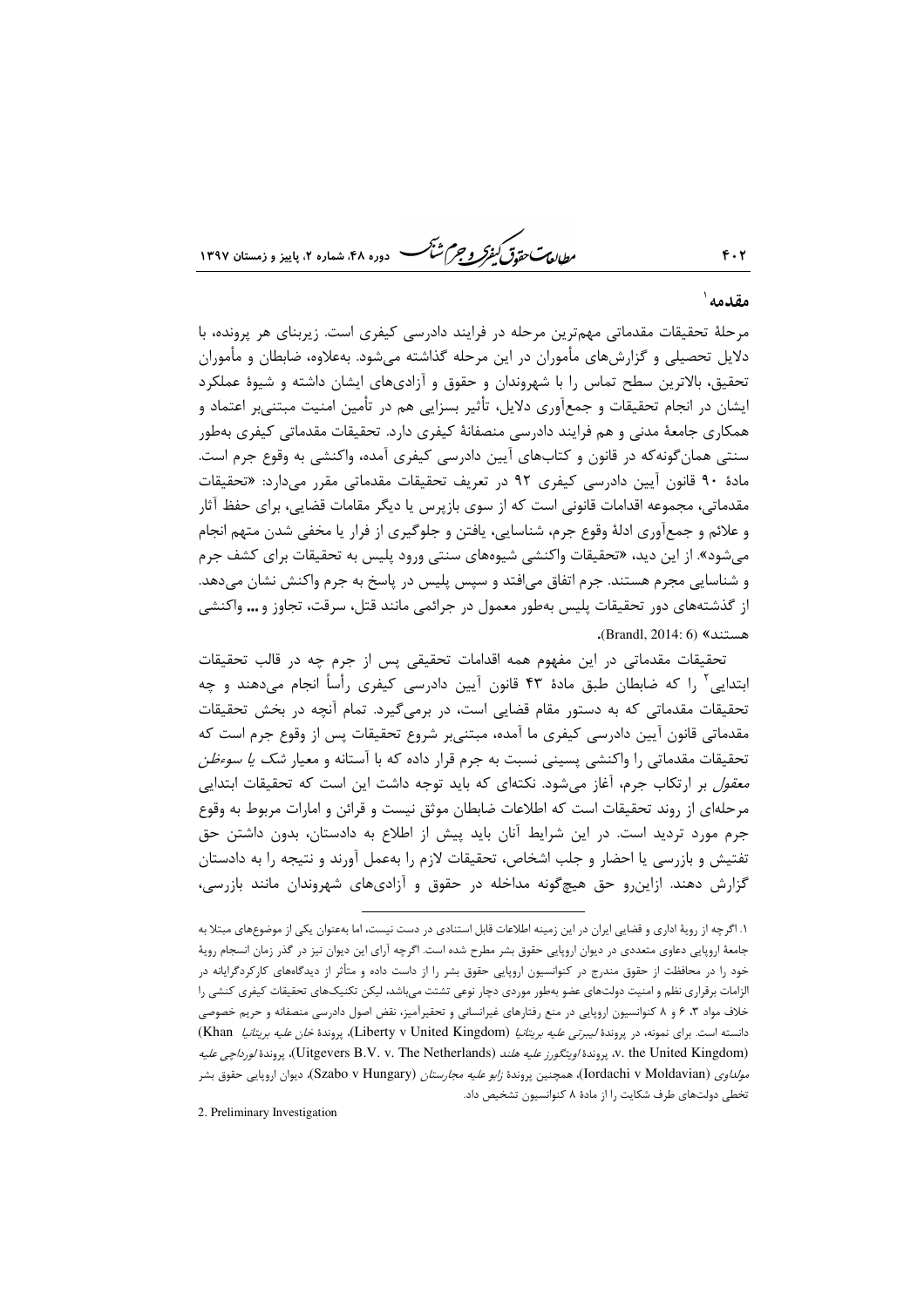## مقدمه[1]

مرحلهٔ تحقیقات مقدماتی مهم‌ترین مرحله در فرایند دادرسی کیفری است. زیربنای هر پرونده، با دلایل تحصیلی و گزارش‌های مأموران در این مرحله گذاشته می‌شود. به‌علاوه، ضابطان و مأموران تحقیق، بالاترین سطح تماس را با شهروندان و حقوق و آزادی‌های ایشان داشته و شیوهٔ عملکرد ایشان در انجام تحقیقات و جمع‌آوری دلایل، تأثیر بسزایی هم در تأمین امنیت مبتنی‌بر اعتماد و همکاری جامعهٔ مدنی و هم فرایند دادرسی منصفانهٔ کیفری دارد. تحقیقات مقدماتی کیفری به‌طور سنتی همان‌گونه‌که در قانون و کتاب‌های آیین دادرسی کیفری آمده، واکنشی به وقوع جرم است. مادهٔ ۹۰ قانون آیین دادرسی کیفری ۹۲ در تعریف تحقیقات مقدماتی مقرر می‌دارد: «تحقیقات مقدماتی، مجموعه اقدامات قانونی است که از سوی بازپرس یا دیگر مقامات قضایی، برای حفظ آثار و علائم و جمع‌آوری ادلهٔ وقوع جرم، شناسایی، یافتن و جلوگیری از فرار یا مخفی شدن متهم انجام می‌شود». از این دید، «تحقیقات واکنشی شیوه‌های سنتی ورود پلیس به تحقیقات برای کشف جرم و شناسایی مجرم هستند. جرم اتفاق می‌افتد و سپس پلیس در پاسخ به جرم واکنش نشان می‌دهد. از گذشته‌های دور تحقیقات پلیس به‌طور معمول در جرائمی مانند قتل، سرقت، تجاوز و ... واکنشی هستند» (Brandl, 2014: 6).

تحقیقات مقدماتی در این مفهوم همه اقدامات تحقیقی پس از جرم چه در قالب تحقیقات ابتدایی[2] را که ضابطان طبق مادهٔ ۴۳ قانون آیین دادرسی کیفری رأساً انجام می‌دهند و چه تحقیقات مقدماتی که به دستور مقام قضایی است، در برمی‌گیرد. تمام آنچه در بخش تحقیقات مقدماتی قانون آیین دادرسی کیفری ما آمده، مبتنی‌بر شروع تحقیقات پس از وقوع جرم است که تحقیقات مقدماتی را واکنشی پسینی نسبت به جرم قرار داده که با آستانه و معیار *شک یا سوءظن معقول* بر ارتکاب جرم، آغاز می‌شود. نکته‌ای که باید توجه داشت این است که تحقیقات ابتدایی مرحله‌ای از روند تحقیقات است که اطلاعات ضابطان موثق نیست و قرائن و امارات مربوط به وقوع جرم مورد تردید است. در این شرایط آنان باید پیش از اطلاع به دادستان، بدون داشتن حق تفتیش و بازرسی یا احضار و جلب اشخاص، تحقیقات لازم را به‌عمل آورند و نتیجه را به دادستان گزارش دهند. ازاین‌رو حق هیچ‌گونه مداخله در حقوق و آزادی‌های شهروندان مانند بازرسی،

---

۱. اگرچه از رویهٔ اداری و قضایی ایران در این زمینه اطلاعات قابل استنادی در دست نیست، اما به‌عنوان یکی از موضوع‌های مبتلا به جامعهٔ اروپایی دعاوی متعددی در دیوان اروپایی حقوق بشر مطرح شده است. اگرچه آرای این دیوان نیز در گذر زمان انسجام رویهٔ خود را در محافظت از حقوق مندرج در کنوانسیون اروپایی حقوق بشر از داست داده و متأثر از دیدگاه‌های کارکردگرایانه در الزامات برقراری نظم و امنیت دولت‌های عضو به‌طور موردی دچار نوعی تشتت می‌باشد، لیکن تکنیک‌های تحقیقات کیفری کنشی را خلاف مواد ۳، ۶ و ۸ کنوانسیون اروپایی در منع رفتارهای غیرانسانی و تحقیرآمیز، نقض اصول دادرسی منصفانه و حریم خصوصی دانسته است. برای نمونه، در پروندهٔ *لیبرتی علیه بریتانیا* (Liberty v United Kingdom)، پروندهٔ *خان علیه بریتانیا* (Khan v. the United Kingdom)، پروندهٔ *اویتگورز علیه هلند* (Uitgevers B.V. v. The Netherlands)، پروندهٔ *لورداچی علیه مولداوی* (Iordachi v Moldavian)، همچنین پروندهٔ *زابو علیه مجارستان* (Szabo v Hungary)، دیوان اروپایی حقوق بشر تخطی دولت‌های طرف شکایت را از مادهٔ ۸ کنوانسیون تشخیص داد.

2. Preliminary Investigation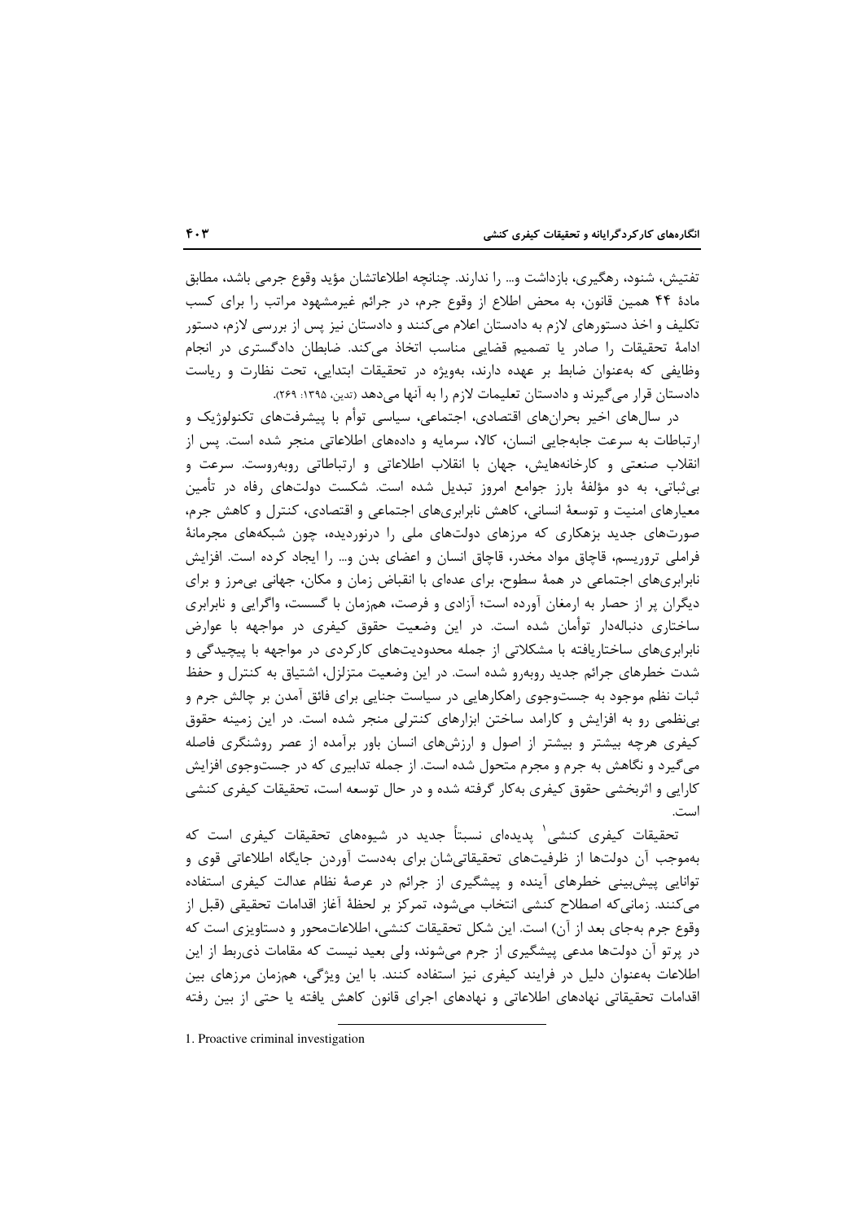تفتیش، شنود، رهگیری، بازداشت و... را ندارند. چنانچه اطلاعاتشان مؤید وقوع جرمی باشد، مطابق مادهٔ ۴۴ همین قانون، به محض اطلاع از وقوع جرم، در جرائم غیرمشهود مراتب را برای کسب تکلیف و اخذ دستورهای لازم به دادستان اعلام می‌کنند و دادستان نیز پس از بررسی لازم، دستور ادامهٔ تحقیقات را صادر یا تصمیم قضایی مناسب اتخاذ می‌کند. ضابطان دادگستری در انجام وظایفی که به‌عنوان ضابط بر عهده دارند، به‌ویژه در تحقیقات ابتدایی، تحت نظارت و ریاست دادستان قرار می‌گیرند و دادستان تعلیمات لازم را به آنها می‌دهد (تدین، ۱۳۹۵: ۲۶۹).

در سال‌های اخیر بحران‌های اقتصادی، اجتماعی، سیاسی توأم با پیشرفت‌های تکنولوژیک و ارتباطات به سرعت جابه‌جایی انسان، کالا، سرمایه و داده‌های اطلاعاتی منجر شده است. پس از انقلاب صنعتی و کارخانه‌هایش، جهان با انقلاب اطلاعاتی و ارتباطاتی روبه‌روست. سرعت و بی‌ثباتی، به دو مؤلفهٔ بارز جوامع امروز تبدیل شده است. شکست دولت‌های رفاه در تأمین معیارهای امنیت و توسعهٔ انسانی، کاهش نابرابری‌های اجتماعی و اقتصادی، کنترل و کاهش جرم، صورت‌های جدید بزهکاری که مرزهای دولت‌های ملی را درنوردیده، چون شبکه‌های مجرمانهٔ فراملی تروریسم، قاچاق مواد مخدر، قاچاق انسان و اعضای بدن و... را ایجاد کرده است. افزایش نابرابری‌های اجتماعی در همهٔ سطوح، برای عده‌ای با انقباض زمان و مکان، جهانی بی‌مرز و برای دیگران پر از حصار به ارمغان آورده است؛ آزادی و فرصت، هم‌زمان با گسست، واگرایی و نابرابری ساختاری دنباله‌دار توأمان شده است. در این وضعیت حقوق کیفری در مواجهه با عوارض نابرابری‌های ساختاریافته با مشکلاتی از جمله محدودیت‌های کارکردی در مواجهه با پیچیدگی و شدت خطرهای جرائم جدید روبه‌رو شده است. در این وضعیت متزلزل، اشتیاق به کنترل و حفظ ثبات نظم موجود به جست‌وجوی راهکارهایی در سیاست جنایی برای فائق آمدن بر چالش جرم و بی‌نظمی رو به افزایش و کارامد ساختن ابزارهای کنترلی منجر شده است. در این زمینه حقوق کیفری هرچه بیشتر و بیشتر از اصول و ارزش‌های انسان باور برآمده از عصر روشنگری فاصله می‌گیرد و نگاهش به جرم و مجرم متحول شده است. از جمله تدابیری که در جست‌وجوی افزایش کارایی و اثربخشی حقوق کیفری به‌کار گرفته شده و در حال توسعه است، تحقیقات کیفری کنشی است.

تحقیقات کیفری کنشی[1] پدیده‌ای نسبتاً جدید در شیوه‌های تحقیقات کیفری است که به‌موجب آن دولت‌ها از ظرفیت‌های تحقیقاتی‌شان برای به‌دست آوردن جایگاه اطلاعاتی قوی و توانایی پیش‌بینی خطرهای آینده و پیشگیری از جرائم در عرصهٔ نظام عدالت کیفری استفاده می‌کنند. زمانی‌که اصطلاح کنشی انتخاب می‌شود، تمرکز بر لحظهٔ آغاز اقدامات تحقیقی (قبل از وقوع جرم به‌جای بعد از آن) است. این شکل تحقیقات کنشی، اطلاعات‌محور و دستاویزی است که در پرتو آن دولت‌ها مدعی پیشگیری از جرم می‌شوند، ولی بعید نیست که مقامات ذی‌ربط از این اطلاعات به‌عنوان دلیل در فرایند کیفری نیز استفاده کنند. با این ویژگی، هم‌زمان مرزهای بین اقدامات تحقیقاتی نهادهای اطلاعاتی و نهادهای اجرای قانون کاهش یافته یا حتی از بین رفته

1. Proactive criminal investigation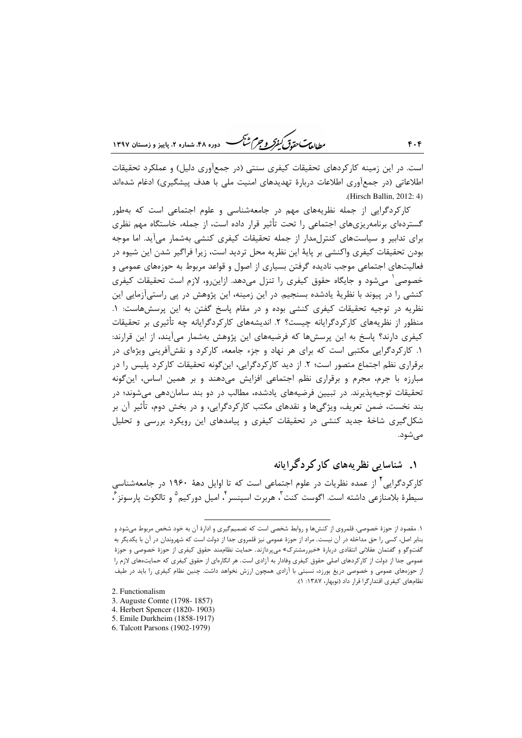است. در این زمینه کارکردهای تحقیقات کیفری سنتی (در جمع‌آوری دلیل) و عملکرد تحقیقات اطلاعاتی (در جمع‌آوری اطلاعات دربارهٔ تهدیدهای امنیت ملی با هدف پیشگیری) ادغام شده‌اند (Hirsch Ballin, 2012: 4).

کارکردگرایی از جمله نظریه‌های مهم در جامعه‌شناسی و علوم اجتماعی است که به‌طور گسترده‌ای برنامه‌ریزی‌های اجتماعی را تحت تأثیر قرار داده است، از جمله، خاستگاه مهم نظری برای تدابیر و سیاست‌های کنترل‌مدار از جمله تحقیقات کیفری کنشی به‌شمار می‌آید. اما موجه بودن تحقیقات کیفری واکنشی بر پایهٔ این نظریه محل تردید است، زیرا فراگیر شدن این شیوه در فعالیت‌های اجتماعی موجب نادیده گرفتن بسیاری از اصول و قواعد مربوط به حوزه‌های عمومی و خصوصی[1] می‌شود و جایگاه حقوق کیفری را تنزل می‌دهد. ازاین‌رو، لازم است تحقیقات کیفری کنشی را در پیوند با نظریهٔ یادشده بسنجیم. در این زمینه، این پژوهش در پی راستی‌آزمایی این نظریه در توجیه تحقیقات کیفری کنشی بوده و در مقام پاسخ گفتن به این پرسش‌هاست: ۱. منظور از نظریه‌های کارکردگرایانه چیست؟ ۲. اندیشه‌های کارکردگرایانه چه تأثیری بر تحقیقات کیفری دارند؟ پاسخ به این پرسش‌ها که فرضیه‌های این پژوهش به‌شمار می‌آیند، از این قرارند: ۱. کارکردگرایی مکتبی است که برای هر نهاد و جزء جامعه، کارکرد و نقش‌آفرینی ویژه‌ای در برقراری نظم اجتماع متصور است؛ ۲. از دید کارکردگرایی، این‌گونه تحقیقات کارکرد پلیس را در مبارزه با جرم، مجرم و برقراری نظم اجتماعی افزایش می‌دهند و بر همین اساس، این‌گونه تحقیقات توجیه‌پذیرند. در تبیین فرضیه‌های یادشده، مطالب در دو بند سامان‌دهی می‌شوند؛ در بند نخست، ضمن تعریف، ویژگی‌ها و نقدهای مکتب کارکردگرایی، و در بخش دوم، تأثیر آن بر شکل‌گیری شاخهٔ جدید کنشی در تحقیقات کیفری و پیامدهای این رویکرد بررسی و تحلیل می‌شود.

## ۱. شناسایی نظریه‌های کارکردگرایانه

کارکردگرایی[2] از عمده نظریات در علوم اجتماعی است که تا اوایل دههٔ ۱۹۶۰ در جامعه‌شناسی سیطرهٔ بلامنازعی داشته است. اگوست کنت[3]، هربرت اسپنسر[4]، امیل دورکیم[5] و تالکوت پارسونز[6]،

---

۱. مقصود از حوزهٔ خصوصی، قلمروی از کنش‌ها و روابط شخصی است که تصمیم‌گیری و ادارهٔ آن به خود شخص مربوط می‌شود و بنابر اصل، کسی را حق مداخله در آن نیست. مراد از حوزهٔ عمومی نیز قلمروی جدا از دولت است که شهروندان در آن با یکدیگر به گفت‌وگو و گفتمان عقلانی انتقادی دربارهٔ «خیرمشترک» می‌پردازند. حمایت نظام‌مند حقوق کیفری از حوزهٔ خصوصی و حوزهٔ عمومی جدا از دولت از کارکردهای اصلی حقوق کیفری وفادار به آزادی است. هر انگاره‌ای از حقوق کیفری که حمایت‌های لازم را از حوزه‌های عمومی و خصوصی دریغ بورزد، نسبتی با آزادی همچون ارزش نخواهد داشت. چنین نظام کیفری را باید در طیف نظام‌های کیفری اقتدارگرا قرار داد (نوبهار، ۱۳۸۷: ۱).

2. Functionalism
3. Auguste Comte (1798- 1857)
4. Herbert Spencer (1820- 1903)
5. Emile Durkheim (1858-1917)
6. Talcott Parsons (1902-1979)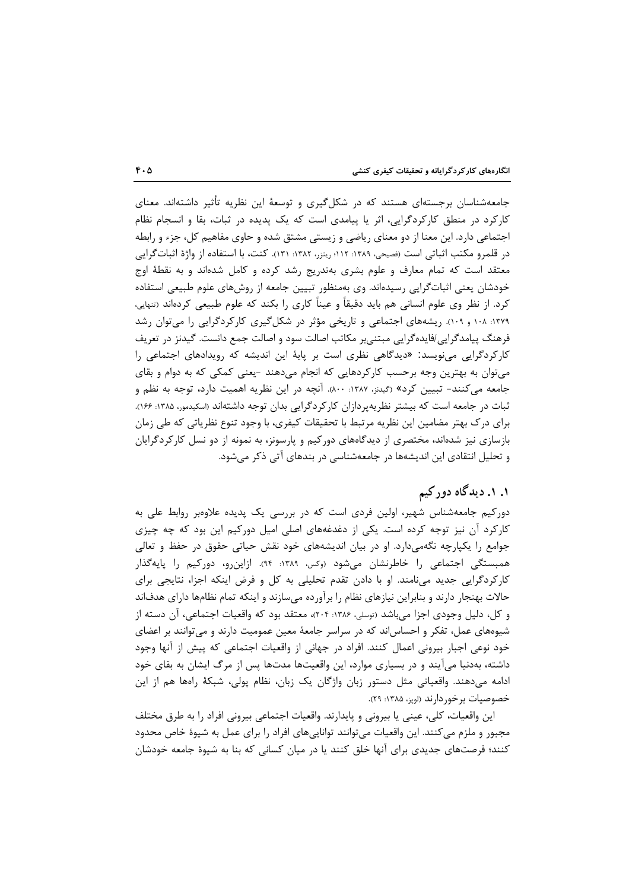جامعه‌شناسان برجسته‌ای هستند که در شکل‌گیری و توسعهٔ این نظریه تأثیر داشته‌اند. معنای کارکرد در منطق کارکردگرایی، اثر یا پیامدی است که یک پدیده در ثبات، بقا و انسجام نظام اجتماعی دارد. این معنا از دو معنای ریاضی و زیستی مشتق شده و حاوی مفاهیم کل، جزء و رابطه در قلمرو مکتب اثباتی است (فصیحی، ۱۳۸۹: ۱۱۲؛ ریتزر، ۱۳۸۲: ۱۳۱). کنت، با استفاده از واژهٔ اثبات‌گرایی معتقد است که تمام معارف و علوم بشری به‌تدریج رشد کرده و کامل شده‌اند و به نقطهٔ اوج خودشان یعنی اثبات‌گرایی رسیده‌اند. وی به‌منظور تبیین جامعه از روش‌های علوم طبیعی استفاده کرد. از نظر وی علوم انسانی هم باید دقیقاً و عیناً کاری را بکند که علوم طبیعی کرده‌اند (تنهایی، ۱۳۷۹: ۱۰۸ و ۱۰۹). ریشه‌های اجتماعی و تاریخی مؤثر در شکل‌گیری کارکردگرایی را می‌توان رشد فرهنگ پیامدگرایی/فایده‌گرایی مبتنی‌بر مکاتب اصالت سود و اصالت جمع دانست. گیدنز در تعریف کارکردگرایی می‌نویسد: «دیدگاهی نظری است بر پایهٔ این اندیشه که رویدادهای اجتماعی را می‌توان به بهترین وجه برحسب کارکردهایی که انجام می‌دهند -یعنی کمکی که به دوام و بقای جامعه می‌کنند- تبیین کرد» (گیدنز، ۱۳۸۷: ۸۰۰). آنچه در این نظریه اهمیت دارد، توجه به نظم و ثبات در جامعه است که بیشتر نظریه‌پردازان کارکردگرایی بدان توجه داشته‌اند (اسکیدمور، ۱۳۸۵: ۱۶۶). برای درک بهتر مضامین این نظریه مرتبط با تحقیقات کیفی، با وجود تنوع نظریاتی که طی زمان بازسازی نیز شده‌اند، مختصری از دیدگاه‌های دورکیم و پارسونز، به نمونه از دو نسل کارکردگرایان و تحلیل انتقادی این اندیشه‌ها در جامعه‌شناسی در بندهای آتی ذکر می‌شود.

## ۱. ۱. دیدگاه دورکیم

دورکیم جامعه‌شناس شهیر، اولین فردی است که در بررسی یک پدیده علاوه‌بر روابط علی به کارکرد آن نیز توجه کرده است. یکی از دغدغه‌های اصلی امیل دورکیم این بود که چه چیزی جوامع را یکپارچه نگه‌می‌دارد. او در بیان اندیشه‌های خود نقش حیاتی حقوق در حفظ و تعالی همبستگی اجتماعی را خاطرنشان می‌شود (وکس، ۱۳۸۹: ۹۴). ازاین‌رو، دورکیم را پایه‌گذار کارکردگرایی جدید می‌نامند. او با دادن تقدم تحلیلی به کل و فرض اینکه اجزا، نتایجی برای حالات بهنجار دارند و بنابراین نیازهای نظام را برآورده می‌سازند و اینکه تمام نظام‌ها دارای هدف‌اند و کل، دلیل وجودی اجزا می‌باشد (توسلی، ۱۳۸۶: ۲۰۴)، معتقد بود که واقعیات اجتماعی، آن دسته از شیوه‌های عمل، تفکر و احساس‌اند که در سراسر جامعهٔ معین عمومیت دارند و می‌توانند بر اعضای خود نوعی اجبار بیرونی اعمال کنند. افراد در جهانی از واقعیات اجتماعی که پیش از آنها وجود داشته، به‌دنیا می‌آیند و در بسیاری موارد، این واقعیت‌ها مدت‌ها پس از مرگ ایشان به بقای خود ادامه می‌دهند. واقعیاتی مثل دستور زبان واژگان یک زبان، نظام پولی، شبکهٔ راه‌ها هم از این خصوصیات برخوردارند (لوپز، ۱۳۸۵: ۲۹).

این واقعیات، کلی، عینی یا بیرونی و پایدارند. واقعیات اجتماعی بیرونی افراد را به طرق مختلف مجبور و ملزم می‌کنند. این واقعیات می‌توانند توانایی‌های افراد را برای عمل به شیوهٔ خاص محدود کنند؛ فرصت‌های جدیدی برای آنها خلق کنند یا در میان کسانی که بنا به شیوهٔ جامعه خودشان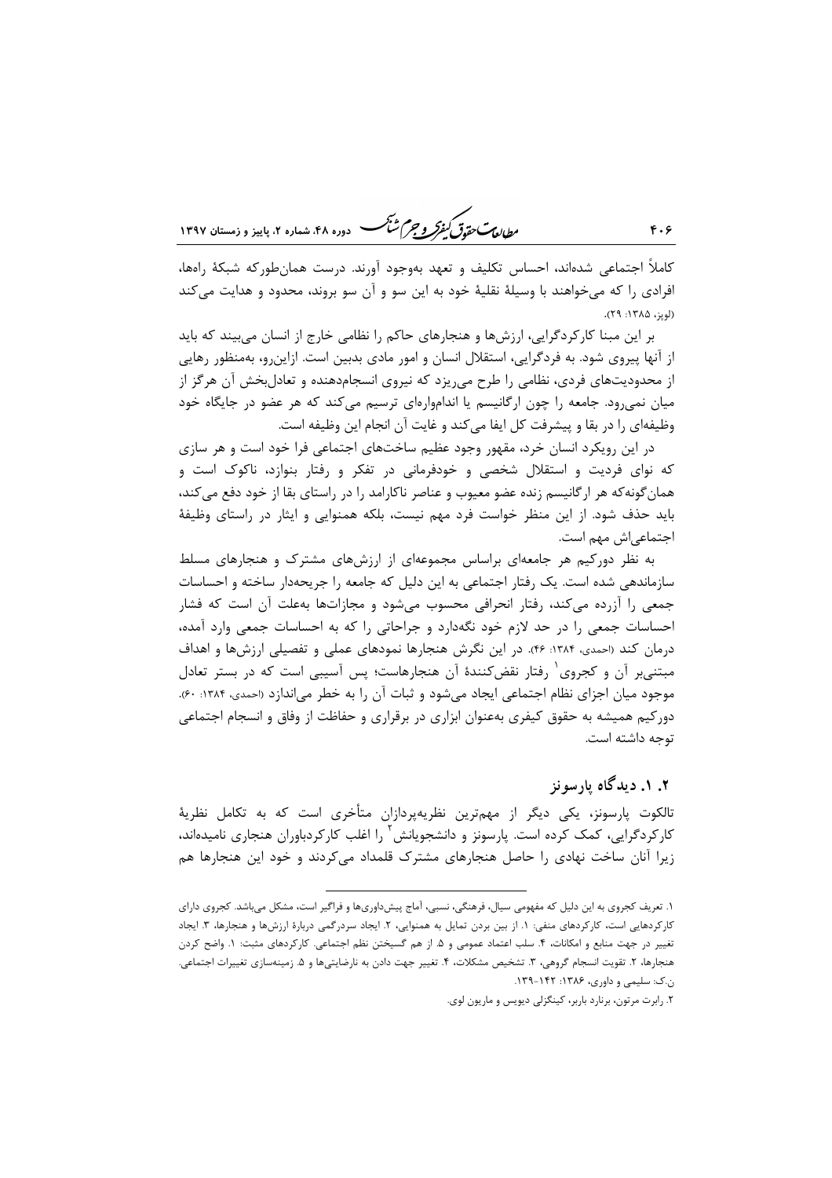کاملاً اجتماعی شده‌اند، احساس تکلیف و تعهد به‌وجود آورند. درست همان‌طورکه شبکهٔ راه‌ها، افرادی را که می‌خواهند با وسیلهٔ نقلیهٔ خود به این سو و آن سو بروند، محدود و هدایت می‌کند (لوپز، ۱۳۸۵: ۲۹).

بر این مبنا کارکردگرایی، ارزش‌ها و هنجارهای حاکم را نظامی خارج از انسان می‌بیند که باید از آنها پیروی شود. به فردگرایی، استقلال انسان و امور مادی بدبین است. ازاین‌رو، به‌منظور رهایی از محدودیت‌های فردی، نظامی را طرح می‌ریزد که نیروی انسجام‌دهنده و تعادل‌بخش آن هرگز از میان نمی‌رود. جامعه را چون ارگانیسم یا اندام‌واره‌ای ترسیم می‌کند که هر عضو در جایگاه خود وظیفه‌ای را در بقا و پیشرفت کل ایفا می‌کند و غایت آن انجام این وظیفه است.

در این رویکرد انسان خرد، مقهور وجود عظیم ساخت‌های اجتماعی فرا خود است و هر سازی که نوای فردیت و استقلال شخصی و خودفرمانی در تفکر و رفتار بنوازد، ناکوک است و همان‌گونه‌که هر ارگانیسم زنده عضو معیوب و عناصر ناکارامد را در راستای بقا از خود دفع می‌کند، باید حذف شود. از این منظر خواست فرد مهم نیست، بلکه همنوایی و ایثار در راستای وظیفهٔ اجتماعی‌اش مهم است.

به نظر دورکیم هر جامعه‌ای براساس مجموعه‌ای از ارزش‌های مشترک و هنجارهای مسلط سازماندهی شده است. یک رفتار اجتماعی به این دلیل که جامعه را جریحه‌دار ساخته و احساسات جمعی را آزرده می‌کند، رفتار انحرافی محسوب می‌شود و مجازات‌ها به‌علت آن است که فشار احساسات جمعی را در حد لازم خود نگه‌دارد و جراحاتی را که به احساسات جمعی وارد آمده، درمان کند (احمدی، ۱۳۸۴: ۴۶). در این نگرش هنجارها نمودهای عملی و تفصیلی ارزش‌ها و اهداف مبتنی‌بر آن و کجروی[1] رفتار نقض‌کنندهٔ آن هنجارهاست؛ پس آسیبی است که در بستر تعادل موجود میان اجزای نظام اجتماعی ایجاد می‌شود و ثبات آن را به خطر می‌اندازد (احمدی، ۱۳۸۴: ۶۰). دورکیم همیشه به حقوق کیفری به‌عنوان ابزاری در برقراری و حفاظت از وفاق و انسجام اجتماعی توجه داشته است.

## ۲. ۱. دیدگاه پارسونز

تالکوت پارسونز، یکی دیگر از مهم‌ترین نظریه‌پردازان متأخری است که به تکامل نظریهٔ کارکردگرایی، کمک کرده است. پارسونز و دانشجویانش[2] را اغلب کارکردباوران هنجاری نامیده‌اند، زیرا آنان ساخت نهادی را حاصل هنجارهای مشترک قلمداد می‌کردند و خود این هنجارها هم

---

۱. تعریف کجروی به این دلیل که مفهومی سیال، فرهنگی، نسبی، آماج پیش‌داوری‌ها و فراگیر است، مشکل می‌باشد. کجروی دارای کارکردهایی است، کارکردهای منفی: ۱. از بین بردن تمایل به همنوایی، ۲. ایجاد سردرگمی دربارهٔ ارزش‌ها و هنجارها، ۳. ایجاد تغییر در جهت منابع و امکانات، ۴. سلب اعتماد عمومی و ۵. از هم گسیختن نظم اجتماعی. کارکردهای مثبت: ۱. واضح کردن هنجارها، ۲. تقویت انسجام گروهی، ۳. تشخیص مشکلات، ۴. تغییر جهت دادن به نارضایتی‌ها و ۵. زمینه‌سازی تغییرات اجتماعی. ن.ک: سلیمی و داوری، ۱۳۸۶: ۱۴۲-۱۳۹.

۲. رابرت مرتون، برنارد باربر، کینگزلی دیویس و ماریون لوی.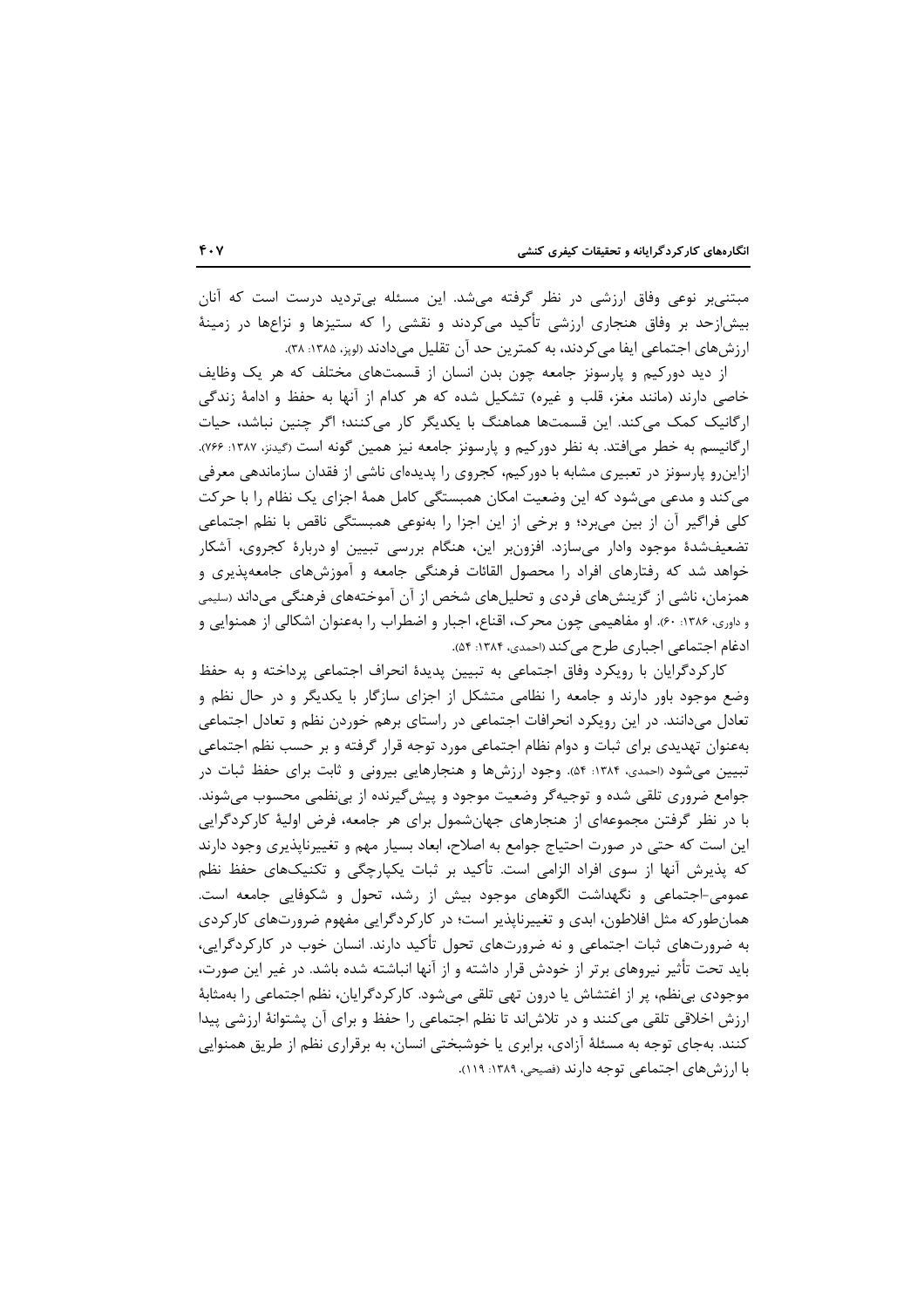مبتنی‌بر نوعی وفاق ارزشی در نظر گرفته می‌شد. این مسئله بی‌تردید درست است که آنان بیش‌ازحد بر وفاق هنجاری ارزشی تأکید می‌کردند و نقشی را که ستیزها و نزاع‌ها در زمینهٔ ارزش‌های اجتماعی ایفا می‌کردند، به کمترین حد آن تقلیل می‌دادند (لوپز، ۱۳۸۵: ۳۸).

از دید دورکیم و پارسونز جامعه چون بدن انسان از قسمت‌های مختلف که هر یک وظایف خاصی دارند (مانند مغز، قلب و غیره) تشکیل شده که هر کدام از آنها به حفظ و ادامهٔ زندگی ارگانیک کمک می‌کند. این قسمت‌ها هماهنگ با یکدیگر کار می‌کنند؛ اگر چنین نباشد، حیات ارگانیسم به خطر می‌افتد. به نظر دورکیم و پارسونز جامعه نیز همین گونه است (گیدنز، ۱۳۸۷: ۷۶۶). ازاین‌رو پارسونز در تعبیری مشابه با دورکیم، کجروی را پدیده‌ای ناشی از فقدان سازماندهی معرفی می‌کند و مدعی می‌شود که این وضعیت امکان همبستگی کامل همهٔ اجزای یک نظام را با حرکت کلی فراگیر آن از بین می‌برد؛ و برخی از این اجزا را به‌نوعی همبستگی ناقص با نظم اجتماعی تضعیف‌شدهٔ موجود وادار می‌سازد. افزون‌بر این، هنگام بررسی تبیین او دربارهٔ کجروی، آشکار خواهد شد که رفتارهای افراد را محصول القائات فرهنگی جامعه و آموزش‌های جامعه‌پذیری و همزمان، ناشی از گزینش‌های فردی و تحلیل‌های شخص از آن آموخته‌های فرهنگی می‌داند (سلیمی و داوری، ۱۳۸۶: ۶۰). او مفاهیمی چون محرک، اقناع، اجبار و اضطراب را به‌عنوان اشکالی از همنوایی و ادغام اجتماعی اجباری طرح می‌کند (احمدی، ۱۳۸۴: ۵۴).

کارکردگرایان با رویکرد وفاق اجتماعی به تبیین پدیدهٔ انحراف اجتماعی پرداخته و به حفظ وضع موجود باور دارند و جامعه را نظامی متشکل از اجزای سازگار با یکدیگر و در حال نظم و تعادل می‌دانند. در این رویکرد انحرافات اجتماعی در راستای برهم خوردن نظم و تعادل اجتماعی به‌عنوان تهدیدی برای ثبات و دوام نظام اجتماعی مورد توجه قرار گرفته و بر حسب نظم اجتماعی تبیین می‌شود (احمدی، ۱۳۸۴: ۵۴). وجود ارزش‌ها و هنجارهایی بیرونی و ثابت برای حفظ ثبات در جوامع ضروری تلقی شده و توجیه‌گر وضعیت موجود و پیش‌گیرنده از بی‌نظمی محسوب می‌شوند. با در نظر گرفتن مجموعه‌ای از هنجارهای جهان‌شمول برای هر جامعه، فرض اولیهٔ کارکردگرایی این است که حتی در صورت احتیاج جوامع به اصلاح، ابعاد بسیار مهم و تغییرناپذیری وجود دارند که پذیرش آنها از سوی افراد الزامی است. تأکید بر ثبات یکپارچگی و تکنیک‌های حفظ نظم عمومی-اجتماعی و نگهداشت الگوهای موجود بیش از رشد، تحول و شکوفایی جامعه است. همان‌طورکه مثل افلاطون، ابدی و تغییرناپذیر است؛ در کارکردگرایی مفهوم ضرورت‌های کارکردی به ضرورت‌های ثبات اجتماعی و نه ضرورت‌های تحول تأکید دارند. انسان خوب در کارکردگرایی، باید تحت تأثیر نیروهای برتر از خودش قرار داشته و از آنها انباشته شده باشد. در غیر این صورت، موجودی بی‌نظم، پر از اغتشاش یا درون تهی تلقی می‌شود. کارکردگرایان، نظم اجتماعی را به‌مثابهٔ ارزش اخلاقی تلقی می‌کنند و در تلاش‌اند تا نظم اجتماعی را حفظ و برای آن پشتوانهٔ ارزشی پیدا کنند. به‌جای توجه به مسئلهٔ آزادی، برابری یا خوشبختی انسان، به برقراری نظم از طریق همنوایی با ارزش‌های اجتماعی توجه دارند (فصیحی، ۱۳۸۹: ۱۱۹).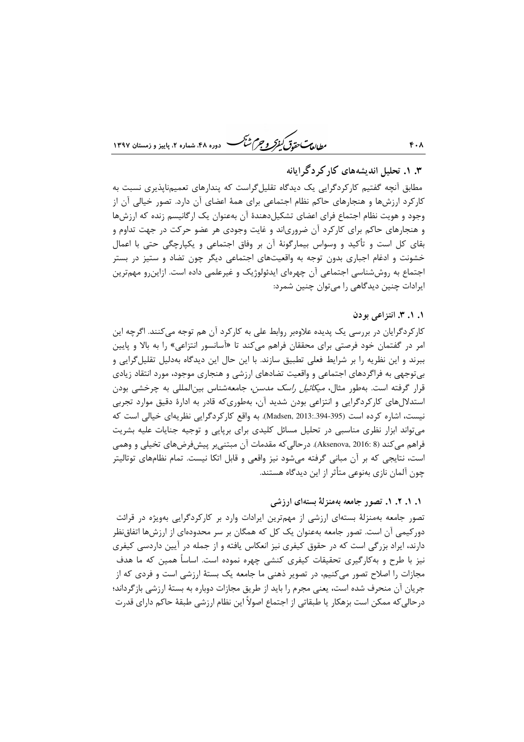## ۳. ۱. تحلیل اندیشه‌های کارکردگرایانه

مطابق آنچه گفتیم کارکردگرایی یک دیدگاه تقلیل‌گراست که پندارهای تعمیم‌ناپذیری نسبت به کارکرد ارزش‌ها و هنجارهای حاکم نظام اجتماعی برای همهٔ اعضای آن دارد. تصور خیالی آن از وجود و هویت نظام اجتماع فرای اعضای تشکیل‌دهندهٔ آن به‌عنوان یک ارگانیسم زنده که ارزش‌ها و هنجارهای حاکم برای کارکرد آن ضروری‌اند و غایت وجودی هر عضو حرکت در جهت تداوم و بقای کل است و تأکید و وسواس بیمارگونهٔ آن بر وفاق اجتماعی و یکپارچگی حتی با اعمال خشونت و ادغام اجباری بدون توجه به واقعیت‌های اجتماعی دیگر چون تضاد و ستیز در بستر اجتماع به روش‌شناسی اجتماعی آن چهره‌ای ایدئولوژیک و غیرعلمی داده است. ازاین‌رو مهم‌ترین ایرادات چنین دیدگاهی را می‌توان چنین شمرد:

### ۱. ۱. ۳. انتزاعی بودن

کارکردگرایان در بررسی یک پدیده علاوه‌بر روابط علی به کارکرد آن هم توجه می‌کنند. اگرچه این امر در گفتمان خود فرصتی برای محققان فراهم می‌کند تا «آسانسور انتزاعی» را به بالا و پایین ببرند و این نظریه را بر شرایط فعلی تطبیق سازند. با این حال این دیدگاه به‌دلیل تقلیل‌گرایی و بی‌توجهی به فراگردهای اجتماعی و واقعیت تضادهای ارزشی و هنجاری موجود، مورد انتقاد زیادی قرار گرفته است. به‌طور مثال، *میکائیل راسک مدسن*، جامعه‌شناس بین‌المللی به چرخشی بودن استدلال‌های کارکردگرایی و انتزاعی بودن شدید آن، به‌طوری‌که قادر به ادارهٔ دقیق موارد تجربی نیست، اشاره کرده است (Madsen, 2013:.394-395). به واقع کارکردگرایی نظریه‌ای خیالی است که می‌تواند ابزار نظری مناسبی در تحلیل مسائل کلیدی برای برپایی و توجیه جنایات علیه بشریت فراهم می‌کند (Aksenova, 2016: 8). درحالی‌که مقدمات آن مبتنی‌بر پیش‌فرض‌های تخیلی و وهمی است، نتایجی که بر آن مبانی گرفته می‌شود نیز واقعی و قابل اتکا نیست. تمام نظام‌های توتالیتر چون آلمان نازی به‌نوعی متأثر از این دیدگاه هستند.

### ۱. ۱. ۲. ۱. تصور جامعه به‌منزلهٔ بسته‌ای ارزشی

تصور جامعه به‌منزلهٔ بسته‌ای ارزشی از مهم‌ترین ایرادات وارد بر کارکردگرایی به‌ویژه در قرائت دورکیمی آن است. تصور جامعه به‌عنوان یک کل که همگان بر سر محدوده‌ای از ارزش‌ها اتفاق‌نظر دارند، ایراد بزرگی است که در حقوق کیفری نیز انعکاس یافته و از جمله در آیین دادرسی کیفری نیز با طرح و به‌کارگیری تحقیقات کیفری کنشی چهره نموده است. اساساً همین که ما هدف مجازات را اصلاح تصور می‌کنیم، در تصویر ذهنی ما جامعه یک بستهٔ ارزشی است و فردی که از جریان آن منحرف شده است، یعنی مجرم را باید از طریق مجازات دوباره به بستهٔ ارزشی بازگرداند؛ درحالی‌که ممکن است بزهکار یا طبقاتی از اجتماع اصولاً این نظام ارزشی طبقهٔ حاکم دارای قدرت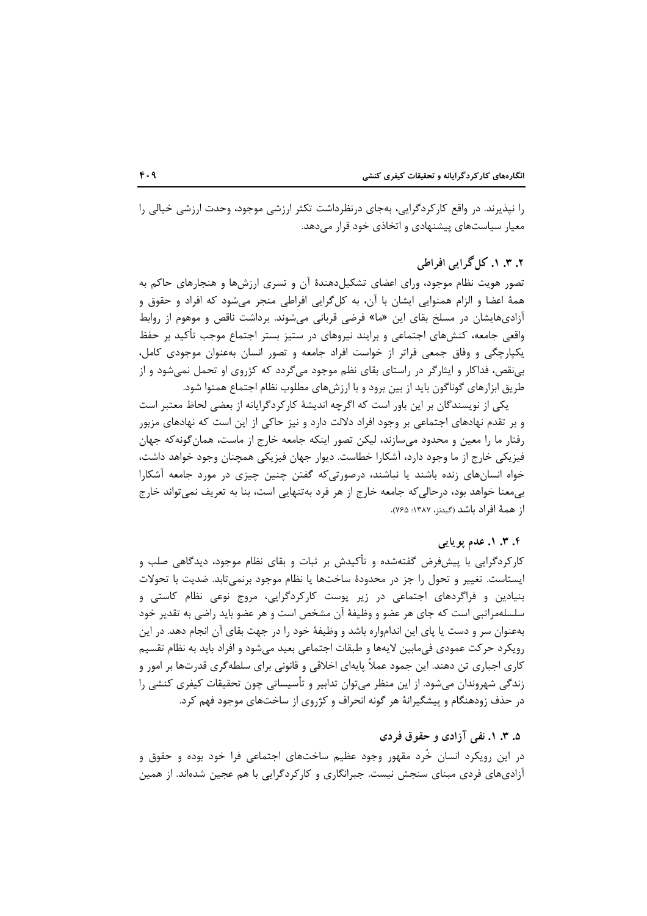را نپذیرند. در واقع کارکردگرایی، به‌جای درنظرداشت تکثر ارزشی موجود، وحدت ارزشی خیالی را معیار سیاست‌های پیشنهادی و اتخاذی خود قرار می‌دهد.

### ۲. ۳. ۱. کل‌گرایی افراطی

تصور هویت نظام موجود، ورای اعضای تشکیل‌دهندهٔ آن و تسری ارزش‌ها و هنجارهای حاکم به همهٔ اعضا و الزام همنوایی ایشان با آن، به کل‌گرایی افراطی منجر می‌شود که افراد و حقوق و آزادی‌هایشان در مسلخ بقای این «ما» فرضی قربانی می‌شوند. برداشت ناقص و موهوم از روابط واقعی جامعه، کنش‌های اجتماعی و برایند نیروهای در ستیز بستر اجتماع موجب تأکید بر حفظ یکپارچگی و وفاق جمعی فراتر از خواست افراد جامعه و تصور انسان به‌عنوان موجودی کامل، بی‌نقص، فداکار و ایثارگر در راستای بقای نظم موجود می‌گردد که کژروی او تحمل نمی‌شود و از طریق ابزارهای گوناگون باید از بین برود و با ارزش‌های مطلوب نظام اجتماع همنوا شود.

یکی از نویسندگان بر این باور است که اگرچه اندیشهٔ کارکردگرایانه از بعضی لحاظ معتبر است و بر تقدم نهادهای اجتماعی بر وجود افراد دلالت دارد و نیز حاکی از این است که نهادهای مزبور رفتار ما را معین و محدود می‌سازند، لیکن تصور اینکه جامعه خارج از ماست، همان‌گونه‌که جهان فیزیکی خارج از ما وجود دارد، آشکارا خطاست. دیوار جهان فیزیکی همچنان وجود خواهد داشت، خواه انسان‌های زنده باشند یا نباشند، درصورتی‌که گفتن چنین چیزی در مورد جامعه آشکارا بی‌معنا خواهد بود، درحالی‌که جامعه خارج از هر فرد به‌تنهایی است، بنا به تعریف نمی‌تواند خارج از همهٔ افراد باشد (گیدنز، ۱۳۸۷: ۷۶۵).

### ۴. ۳. ۱. عدم پویایی

کارکردگرایی با پیش‌فرض گفته‌شده و تأکیدش بر ثبات و بقای نظام موجود، دیدگاهی صلب و ایستاست. تغییر و تحول را جز در محدودهٔ ساخت‌ها یا نظام موجود برنمی‌تابد. ضدیت با تحولات بنیادین و فراگردهای اجتماعی در زیر پوست کارکردگرایی، مروج نوعی نظام کاستی و سلسله‌مراتبی است که جای هر عضو و وظیفهٔ آن مشخص است و هر عضو باید راضی به تقدیر خود به‌عنوان سر و دست یا پای این اندام‌واره باشد و وظیفهٔ خود را در جهت بقای آن انجام دهد. در این رویکرد حرکت عمودی فی‌مابین لایه‌ها و طبقات اجتماعی بعید می‌شود و افراد باید به نظام تقسیم کاری اجباری تن دهند. این جمود عملاً پایه‌ای اخلاقی و قانونی برای سلطه‌گری قدرت‌ها بر امور و زندگی شهروندان می‌شود. از این منظر می‌توان تدابیر و تأسیساتی چون تحقیقات کیفری کنشی را در حذف زودهنگام و پیشگیرانهٔ هر گونه انحراف و کژروی از ساخت‌های موجود فهم کرد.

### ۵. ۳. ۱. نفی آزادی و حقوق فردی

در این رویکرد انسان خُرد مقهور وجود عظیم ساخت‌های اجتماعی فرا خود بوده و حقوق و آزادی‌های فردی مبنای سنجش نیست. جبرانگاری و کارکردگرایی با هم عجین شده‌اند. از همین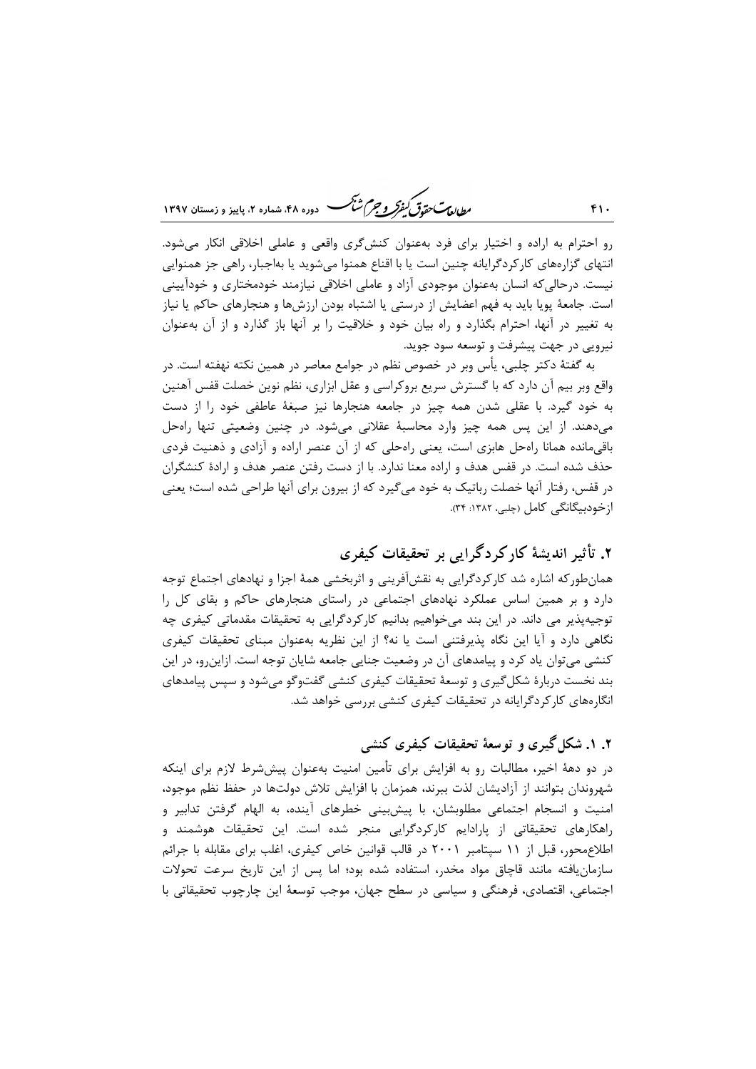رو احترام به اراده و اختیار برای فرد به‌عنوان کنش‌گری واقعی و عاملی اخلاقی انکار می‌شود. انتهای گزاره‌های کارکردگرایانه چنین است یا با اقناع همنوا می‌شوید یا به‌اجبار، راهی جز همنوایی نیست. درحالی‌که انسان به‌عنوان موجودی آزاد و عاملی اخلاقی نیازمند خودمختاری و خودآیینی است. جامعهٔ پویا باید به فهم اعضایش از درستی یا اشتباه بودن ارزش‌ها و هنجارهای حاکم یا نیاز به تغییر در آنها، احترام بگذارد و راه بیان خود و خلاقیت را بر آنها باز گذارد و از آن به‌عنوان نیرویی در جهت پیشرفت و توسعه سود جوید.

به گفتهٔ دکتر چلبی، یأس وبر در خصوص نظم در جوامع معاصر در همین نکته نهفته است. در واقع وبر بیم آن دارد که با گسترش سریع بوروکراسی و عقل ابزاری، نظم نوین خصلت قفس آهنین به خود گیرد. با عقلی شدن همه چیز در جامعه هنجارها نیز صبغهٔ عاطفی خود را از دست می‌دهند. از این پس همه چیز وارد محاسبهٔ عقلانی می‌شود. در چنین وضعیتی تنها راه‌حل باقی‌مانده همانا راه‌حل هابزی است، یعنی راه‌حلی که از آن عنصر اراده و آزادی و ذهنیت فردی حذف شده است. در قفس هدف و اراده معنا ندارد. با از دست رفتن عنصر هدف و ارادهٔ کنشگران در قفس، رفتار آنها خصلت رباتیک به خود می‌گیرد که از بیرون برای آنها طراحی شده است؛ یعنی ازخودبیگانگی کامل (چلبی، ۱۳۸۲: ۳۴).

## ۲. تأثیر اندیشهٔ کارکردگرایی بر تحقیقات کیفری

همان‌طورکه اشاره شد کارکردگرایی به نقش‌آفرینی و اثربخشی همهٔ اجزا و نهادهای اجتماع توجه دارد و بر همین اساس عملکرد نهادهای اجتماعی در راستای هنجارهای حاکم و بقای کل را توجیه‌پذیر می داند. در این بند می‌خواهیم بدانیم کارکردگرایی به تحقیقات مقدماتی کیفری چه نگاهی دارد و آیا این نگاه پذیرفتنی است یا نه؟ از این نظریه به‌عنوان مبنای تحقیقات کیفری کنشی می‌توان یاد کرد و پیامدهای آن در وضعیت جنایی جامعه شایان توجه است. ازاین‌رو، در این بند نخست دربارهٔ شکل‌گیری و توسعهٔ تحقیقات کیفری کنشی گفت‌وگو می‌شود و سپس پیامدهای انگاره‌های کارکردگرایانه در تحقیقات کیفری کنشی بررسی خواهد شد.

### ۲. ۱. شکل‌گیری و توسعهٔ تحقیقات کیفری کنشی

در دو دههٔ اخیر، مطالبات رو به افزایش برای تأمین امنیت به‌عنوان پیش‌شرط لازم برای اینکه شهروندان بتوانند از آزادیشان لذت ببرند، همزمان با افزایش تلاش دولت‌ها در حفظ نظم موجود، امنیت و انسجام اجتماعی مطلوبشان، با پیش‌بینی خطرهای آینده، به الهام گرفتن تدابیر و راهکارهای تحقیقاتی از پارادایم کارکردگرایی منجر شده است. این تحقیقات هوشمند و اطلاع‌محور، قبل از ۱۱ سپتامبر ۲۰۰۱ در قالب قوانین خاص کیفری، اغلب برای مقابله با جرائم سازمان‌یافته مانند قاچاق مواد مخدر، استفاده شده بود؛ اما پس از این تاریخ سرعت تحولات اجتماعی، اقتصادی، فرهنگی و سیاسی در سطح جهان، موجب توسعهٔ این چارچوب تحقیقاتی با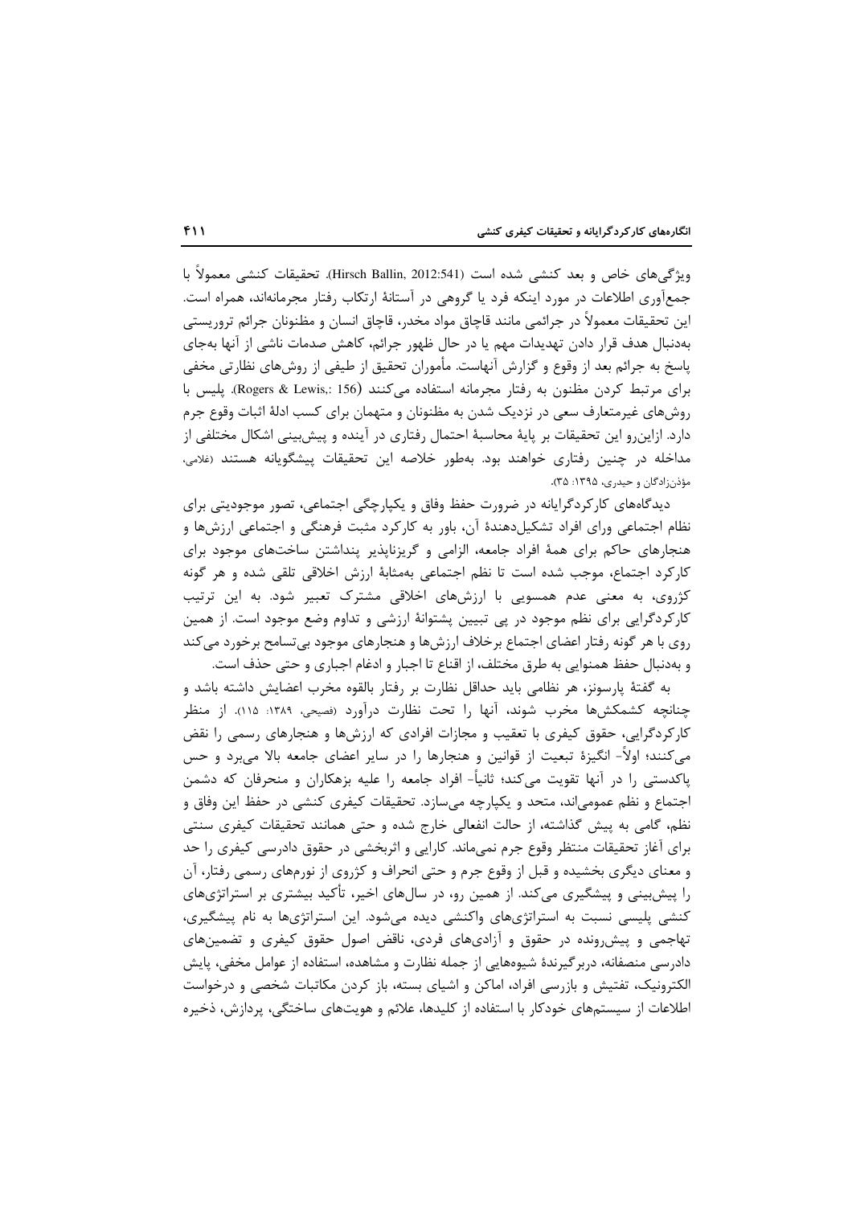ویژگی‌های خاص و بعد کنشی شده است (Hirsch Ballin, 2012:541). تحقیقات کنشی معمولاً با جمع‌آوری اطلاعات در مورد اینکه فرد یا گروهی در آستانهٔ ارتکاب رفتار مجرمانه‌اند، همراه است. این تحقیقات معمولاً در جرائمی مانند قاچاق مواد مخدر، قاچاق انسان و مظنونان جرائم تروریستی به‌دنبال هدف قرار دادن تهدیدات مهم یا در حال ظهور جرائم، کاهش صدمات ناشی از آنها به‌جای پاسخ به جرائم بعد از وقوع و گزارش آنهاست. مأموران تحقیق از طیفی از روش‌های نظارتی مخفی برای مرتبط کردن مظنون به رفتار مجرمانه استفاده می‌کنند (Rogers & Lewis,: 156). پلیس با روش‌های غیرمتعارف سعی در نزدیک شدن به مظنونان و متهمان برای کسب ادلهٔ اثبات وقوع جرم دارد. ازاین‌رو این تحقیقات بر پایهٔ محاسبهٔ احتمال رفتاری در آینده و پیش‌بینی اشکال مختلفی از مداخله در چنین رفتاری خواهند بود. به‌طور خلاصه این تحقیقات پیشگویانه هستند (غلامی، مؤذن‌زادگان و حیدری، ۱۳۹۵: ۳۵).

دیدگاه‌های کارکردگرایانه در ضرورت حفظ وفاق و یکپارچگی اجتماعی، تصور موجودیتی برای نظام اجتماعی ورای افراد تشکیل‌دهندهٔ آن، باور به کارکرد مثبت فرهنگی و اجتماعی ارزش‌ها و هنجارهای حاکم برای همهٔ افراد جامعه، الزامی و گریزناپذیر پنداشتن ساخت‌های موجود برای کارکرد اجتماع، موجب شده است تا نظم اجتماعی به‌مثابهٔ ارزش اخلاقی تلقی شده و هر گونه کژروی، به معنی عدم همسویی با ارزش‌های اخلاقی مشترک تعبیر شود. به این ترتیب کارکردگرایی برای نظم موجود در پی تبیین پشتوانهٔ ارزشی و تداوم وضع موجود است. از همین روی با هر گونه رفتار اعضای اجتماع برخلاف ارزش‌ها و هنجارهای موجود بی‌تسامح برخورد می‌کند و به‌دنبال حفظ همنوایی به طرق مختلف، از اقناع تا اجبار و ادغام اجباری و حتی حذف است.

به گفتهٔ پارسونز، هر نظامی باید حداقل نظارت بر رفتار بالقوه مخرب اعضایش داشته باشد و چنانچه کشمکش‌ها مخرب شوند، آنها را تحت نظارت درآورد (فصیحی، ۱۳۸۹: ۱۱۵). از منظر کارکردگرایی، حقوق کیفری با تعقیب و مجازات افرادی که ارزش‌ها و هنجارهای رسمی را نقض می‌کنند؛ اولاً- انگیزهٔ تبعیت از قوانین و هنجارها را در سایر اعضای جامعه بالا می‌برد و حس پاکدستی را در آنها تقویت می‌کند؛ ثانیاً- افراد جامعه را علیه بزهکاران و منحرفان که دشمن اجتماع و نظم عمومی‌اند، متحد و یکپارچه می‌سازد. تحقیقات کیفری کنشی در حفظ این وفاق و نظم، گامی به پیش گذاشته، از حالت انفعالی خارج شده و حتی همانند تحقیقات کیفری سنتی برای آغاز تحقیقات منتظر وقوع جرم نمی‌ماند. کارایی و اثربخشی در حقوق دادرسی کیفری را حد و معنای دیگری بخشیده و قبل از وقوع جرم و حتی انحراف و کژروی از نورم‌های رسمی رفتار، آن را پیش‌بینی و پیشگیری می‌کند. از همین رو، در سال‌های اخیر، تأکید بیشتری بر استراتژی‌های کنشی پلیسی نسبت به استراتژی‌های واکنشی دیده می‌شود. این استراتژی‌ها به نام پیشگیری، تهاجمی و پیش‌رونده در حقوق و آزادی‌های فردی، ناقض اصول حقوق کیفری و تضمین‌های دادرسی منصفانه، دربرگیرندهٔ شیوه‌هایی از جمله نظارت و مشاهده، استفاده از عوامل مخفی، پایش الکترونیک، تفتیش و بازرسی افراد، اماکن و اشیای بسته، باز کردن مکاتبات شخصی و درخواست اطلاعات از سیستم‌های خودکار با استفاده از کلیدها، علائم و هویت‌های ساختگی، پردازش، ذخیره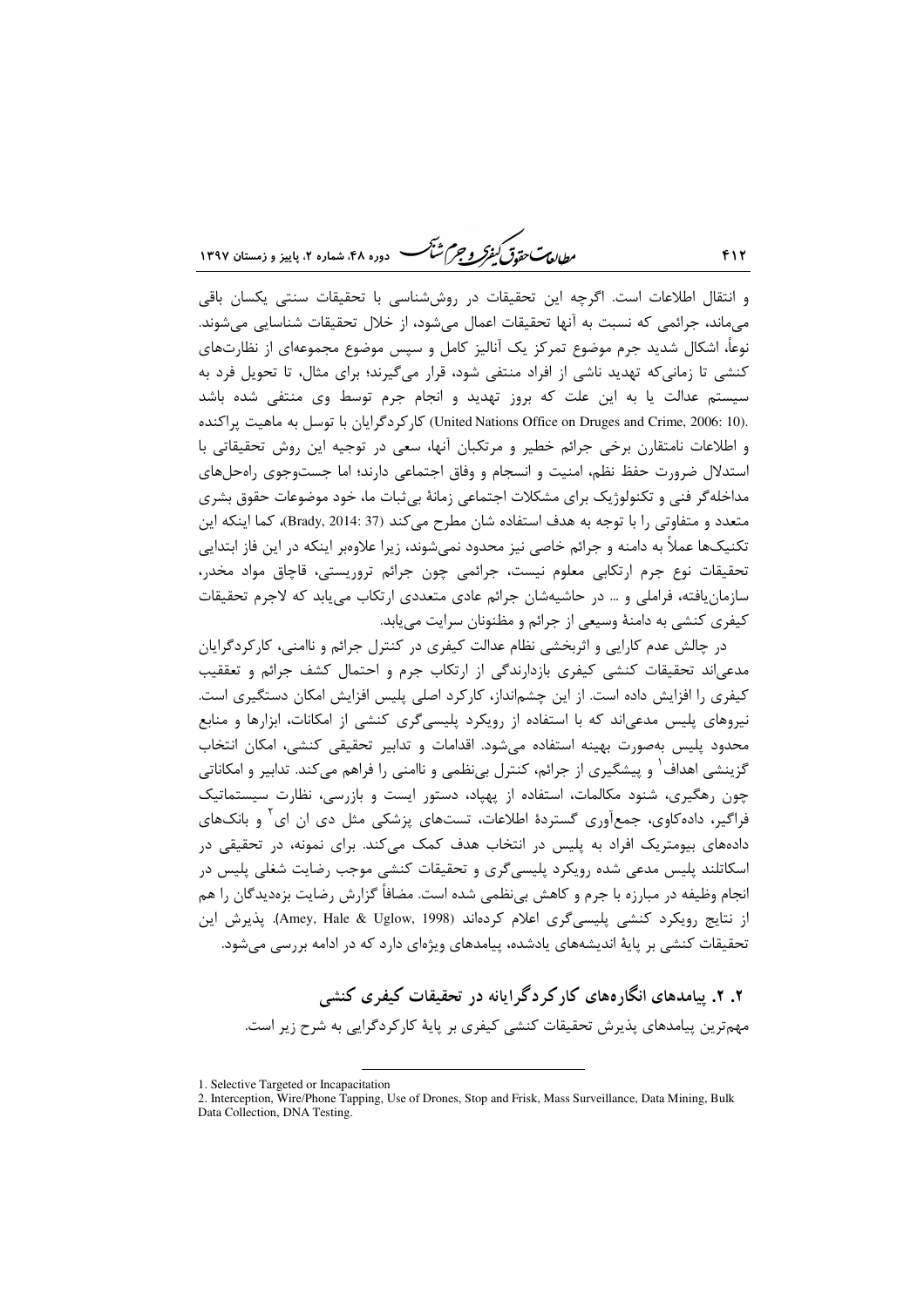و انتقال اطلاعات است. اگرچه این تحقیقات در روش‌شناسی با تحقیقات سنتی یکسان باقی می‌ماند، جرائمی که نسبت به آنها تحقیقات اعمال می‌شود، از خلال تحقیقات شناسایی می‌شوند. نوعاً، اشکال شدید جرم موضوع تمرکز یک آنالیز کامل و سپس موضوع مجموعه‌ای از نظارت‌های کنشی تا زمانی‌که تهدید ناشی از افراد منتفی شود، قرار می‌گیرند؛ برای مثال، تا تحویل فرد به سیستم عدالت یا به این علت که بروز تهدید و انجام جرم توسط وی منتفی شده باشد (United Nations Office on Druges and Crime, 2006: 10). کارکردگرایان با توسل به ماهیت پراکنده و اطلاعات نامتقارن برخی جرائم خطیر و مرتکبان آنها، سعی در توجیه این روش تحقیقاتی با استدلال ضرورت حفظ نظم، امنیت و انسجام و وفاق اجتماعی دارند؛ اما جست‌وجوی راه‌حل‌های مداخله‌گر فنی و تکنولوژیک برای مشکلات اجتماعی زمانهٔ بی‌ثبات ما، خود موضوعات حقوق بشری متعدد و متفاوتی را با توجه به هدف استفاده شان مطرح می‌کند (Brady, 2014: 37)، کما اینکه این تکنیک‌ها عملاً به دامنه و جرائم خاصی نیز محدود نمی‌شوند، زیرا علاوه‌بر اینکه در این فاز ابتدایی تحقیقات نوع جرم ارتکابی معلوم نیست، جرائمی چون جرائم تروریستی، قاچاق مواد مخدر، سازمان‌یافته، فراملی و ... در حاشیه‌شان جرائم عادی متعددی ارتکاب می‌یابد که لاجرم تحقیقات کیفری کنشی به دامنهٔ وسیعی از جرائم و مظنونان سرایت می‌یابد.

در چالش عدم کارایی و اثربخشی نظام عدالت کیفری در کنترل جرائم و ناامنی، کارکردگرایان مدعی‌اند تحقیقات کنشی کیفری بازدارندگی از ارتکاب جرم و احتمال کشف جرائم و تعقیب کیفری را افزایش داده است. از این چشم‌انداز، کارکرد اصلی پلیس افزایش امکان دستگیری است. نیروهای پلیس مدعی‌اند که با استفاده از رویکرد پلیسی‌گری کنشی از امکانات، ابزارها و منابع محدود پلیس به‌صورت بهینه استفاده می‌شود. اقدامات و تدابیر تحقیقی کنشی، امکان انتخاب گزینشی اهداف[1] و پیشگیری از جرائم، کنترل بی‌نظمی و ناامنی را فراهم می‌کند. تدابیر و امکاناتی چون رهگیری، شنود مکالمات، استفاده از پهپاد، دستور ایست و بازرسی، نظارت سیستماتیک فراگیر، داده‌کاوی، جمع‌آوری گستردهٔ اطلاعات، تست‌های پزشکی مثل دی ان ای[2] و بانک‌های داده‌ای بیومتریک افراد به پلیس در انتخاب هدف کمک می‌کند. برای نمونه، در تحقیقی در اسکاتلند پلیس مدعی شده رویکرد پلیسی‌گری و تحقیقات کنشی موجب رضایت شغلی پلیس در انجام وظیفه در مبارزه با جرم و کاهش بی‌نظمی شده است. مضافاً گزارش رضایت بزه‌دیدگان را هم از نتایج رویکرد کنشی پلیسی‌گری اعلام کرده‌اند (Amey, Hale & Uglow, 1998). پذیرش این تحقیقات کنشی بر پایهٔ اندیشه‌های یادشده، پیامدهای ویژه‌ای دارد که در ادامه بررسی می‌شود.

## ۲. ۲. پیامدهای انگاره‌های کارکردگرایانه در تحقیقات کیفری کنشی

مهم‌ترین پیامدهای پذیرش تحقیقات کنشی کیفری بر پایهٔ کارکردگرایی به شرح زیر است.

---

1. Selective Targeted or Incapacitation
2. Interception, Wire/Phone Tapping, Use of Drones, Stop and Frisk, Mass Surveillance, Data Mining, Bulk Data Collection, DNA Testing.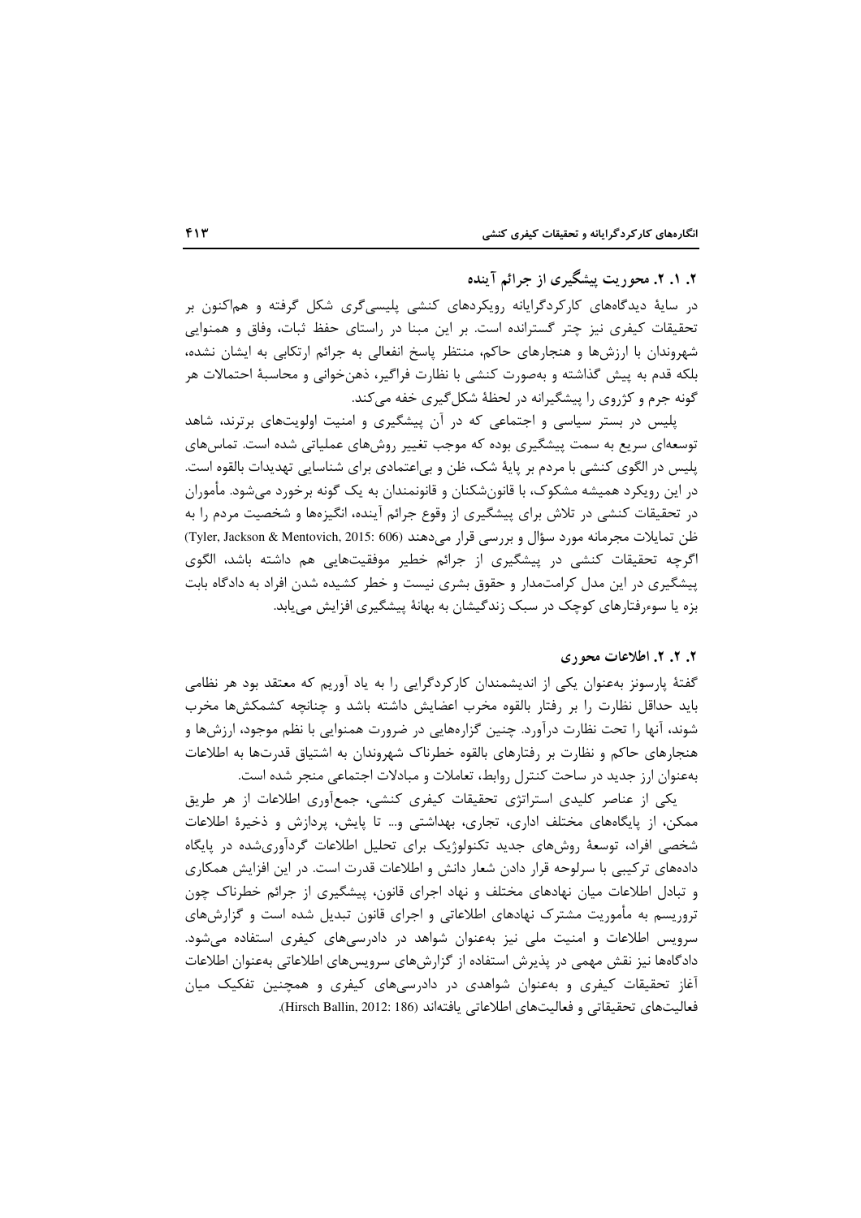### ۲. ۱. ۲. محوریت پیشگیری از جرائم آینده

در سایهٔ دیدگاه‌های کارکردگرایانه رویکردهای کنشی پلیسی‌گری شکل گرفته و هم‌اکنون بر تحقیقات کیفری نیز چتر گسترانده است. بر این مبنا در راستای حفظ ثبات، وفاق و همنوایی شهروندان با ارزش‌ها و هنجارهای حاکم، منتظر پاسخ انفعالی به جرائم ارتکابی به ایشان نشده، بلکه قدم به پیش گذاشته و به‌صورت کنشی با نظارت فراگیر، ذهن‌خوانی و محاسبهٔ احتمالات هر گونه جرم و کژروی را پیشگیرانه در لحظهٔ شکل‌گیری خفه می‌کند.

پلیس در بستر سیاسی و اجتماعی که در آن پیشگیری و امنیت اولویت‌های برترند، شاهد توسعه‌ای سریع به سمت پیشگیری بوده که موجب تغییر روش‌های عملیاتی شده است. تماس‌های پلیس در الگوی کنشی با مردم بر پایهٔ شک، ظن و بی‌اعتمادی برای شناسایی تهدیدات بالقوه است. در این رویکرد همیشه مشکوک، با قانون‌شکنان و قانونمندان به یک گونه برخورد می‌شود. مأموران در تحقیقات کنشی در تلاش برای پیشگیری از وقوع جرائم آینده، انگیزه‌ها و شخصیت مردم را به ظن تمایلات مجرمانه مورد سؤال و بررسی قرار می‌دهند (Tyler, Jackson & Mentovich, 2015: 606). اگرچه تحقیقات کنشی در پیشگیری از جرائم خطیر موفقیت‌هایی هم داشته باشد، الگوی پیشگیری در این مدل کرامت‌مدار و حقوق بشری نیست و خطر کشیده شدن افراد به دادگاه بابت بزه یا سوءرفتارهای کوچک در سبک زندگیشان به بهانهٔ پیشگیری افزایش می‌یابد.

### ۲. ۲. ۲. اطلاعات محوری

گفتهٔ پارسونز به‌عنوان یکی از اندیشمندان کارکردگرایی را به یاد آوریم که معتقد بود هر نظامی باید حداقل نظارت را بر رفتار بالقوه مخرب اعضایش داشته باشد و چنانچه کشمکش‌ها مخرب شوند، آنها را تحت نظارت درآورد. چنین گزاره‌هایی در ضرورت همنوایی با نظم موجود، ارزش‌ها و هنجارهای حاکم و نظارت بر رفتارهای بالقوه خطرناک شهروندان به اشتیاق قدرت‌ها به اطلاعات به‌عنوان ارز جدید در ساحت کنترل روابط، تعاملات و مبادلات اجتماعی منجر شده است.

یکی از عناصر کلیدی استراتژی تحقیقات کیفری کنشی، جمع‌آوری اطلاعات از هر طریق ممکن، از پایگاه‌های مختلف اداری، تجاری، بهداشتی و... تا پایش، پردازش و ذخیرهٔ اطلاعات شخصی افراد، توسعهٔ روش‌های جدید تکنولوژیک برای تحلیل اطلاعات گردآوری‌شده در پایگاه داده‌های ترکیبی با سرلوحه قرار دادن شعار دانش و اطلاعات قدرت است. در این افزایش همکاری و تبادل اطلاعات میان نهادهای مختلف و نهاد اجرای قانون، پیشگیری از جرائم خطرناک چون تروریسم به مأموریت مشترک نهادهای اطلاعاتی و اجرای قانون تبدیل شده است و گزارش‌های سرویس اطلاعات و امنیت ملی نیز به‌عنوان شواهد در دادرسی‌های کیفری استفاده می‌شود. دادگاه‌ها نیز نقش مهمی در پذیرش استفاده از گزارش‌های سرویس‌های اطلاعاتی به‌عنوان اطلاعات آغاز تحقیقات کیفری و به‌عنوان شواهدی در دادرسی‌های کیفری و همچنین تفکیک میان فعالیت‌های تحقیقاتی و فعالیت‌های اطلاعاتی یافته‌اند (Hirsch Ballin, 2012: 186).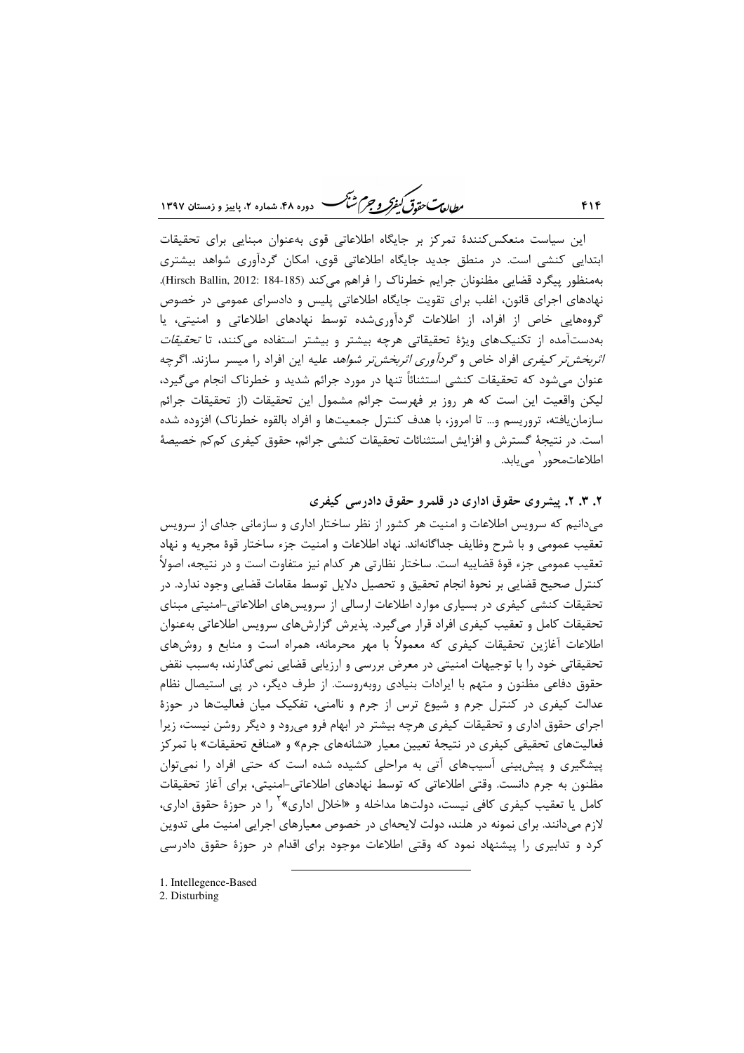این سیاست منعکس‌کنندۀ تمرکز بر جایگاه اطلاعاتی قوی به‌عنوان مبنایی برای تحقیقات ابتدایی کنشی است. در منطق جدید جایگاه اطلاعاتی قوی، امکان گردآوری شواهد بیشتری به‌منظور پیگرد قضایی مظنونان جرایم خطرناک را فراهم می‌کند (Hirsch Ballin, 2012: 184-185). نهادهای اجرای قانون، اغلب برای تقویت جایگاه اطلاعاتی پلیس و دادسرای عمومی در خصوص گروه‌هایی خاص از افراد، از اطلاعات گردآوری‌شده توسط نهادهای اطلاعاتی و امنیتی، یا به‌دست‌آمده از تکنیک‌های ویژۀ تحقیقاتی هرچه بیشتر و بیشتر استفاده می‌کنند، تا *تحقیقات اثربخش‌تر کیفری* افراد خاص و *گردآوری اثربخش‌تر شواهد* علیه این افراد را میسر سازند. اگرچه عنوان می‌شود که تحقیقات کنشی استثنائاً تنها در مورد جرائم شدید و خطرناک انجام می‌گیرد، لیکن واقعیت این است که هر روز بر فهرست جرائم مشمول این تحقیقات (از تحقیقات جرائم سازمان‌یافته، تروریسم و... تا امروز، با هدف کنترل جمعیت‌ها و افراد بالقوه خطرناک) افزوده شده است. در نتیجۀ گسترش و افزایش استثنائات تحقیقات کنشی جرائم، حقوق کیفری کم‌کم خصیصۀ اطلاعات‌محور[1] می‌یابد.

### ۲. ۳. ۲. پیشروی حقوق اداری در قلمرو حقوق دادرسی کیفری

می‌دانیم که سرویس اطلاعات و امنیت هر کشور از نظر ساختار اداری و سازمانی جدای از سرویس تعقیب عمومی و با شرح وظایف جداگانه‌اند. نهاد اطلاعات و امنیت جزء ساختار قوۀ مجریه و نهاد تعقیب عمومی جزء قوۀ قضاییه است. ساختار نظارتی هر کدام نیز متفاوت است و در نتیجه، اصولاً کنترل صحیح قضایی بر نحوۀ انجام تحقیق و تحصیل دلایل توسط مقامات قضایی وجود ندارد. در تحقیقات کنشی کیفری در بسیاری موارد اطلاعات ارسالی از سرویس‌های اطلاعاتی-امنیتی مبنای تحقیقات کامل و تعقیب کیفری افراد قرار می‌گیرد. پذیرش گزارش‌های سرویس اطلاعاتی به‌عنوان اطلاعات آغازین تحقیقات کیفری که معمولاً با مهر محرمانه، همراه است و منابع و روش‌های تحقیقاتی خود را با توجیهات امنیتی در معرض بررسی و ارزیابی قضایی نمی‌گذارند، به‌سبب نقض حقوق دفاعی مظنون و متهم با ایرادات بنیادی روبه‌روست. از طرف دیگر، در پی استیصال نظام عدالت کیفری در کنترل جرم و شیوع ترس از جرم و ناامنی، تفکیک میان فعالیت‌ها در حوزۀ اجرای حقوق اداری و تحقیقات کیفری هرچه بیشتر در ابهام فرو می‌رود و دیگر روشن نیست، زیرا فعالیت‌های تحقیقی کیفری در نتیجۀ تعیین معیار «نشانه‌های جرم» و «منافع تحقیقات» با تمرکز پیشگیری و پیش‌بینی آسیب‌های آتی به مراحلی کشیده شده است که حتی افراد را نمی‌توان مظنون به جرم دانست. وقتی اطلاعاتی که توسط نهادهای اطلاعاتی-امنیتی، برای آغاز تحقیقات کامل یا تعقیب کیفری کافی نیست، دولت‌ها مداخله و «اخلال اداری»[2] را در حوزۀ حقوق اداری، لازم می‌دانند. برای نمونه در هلند، دولت لایحه‌ای در خصوص معیارهای اجرایی امنیت ملی تدوین کرد و تدابیری را پیشنهاد نمود که وقتی اطلاعات موجود برای اقدام در حوزۀ حقوق دادرسی

---

1. Intellegence-Based
2. Disturbing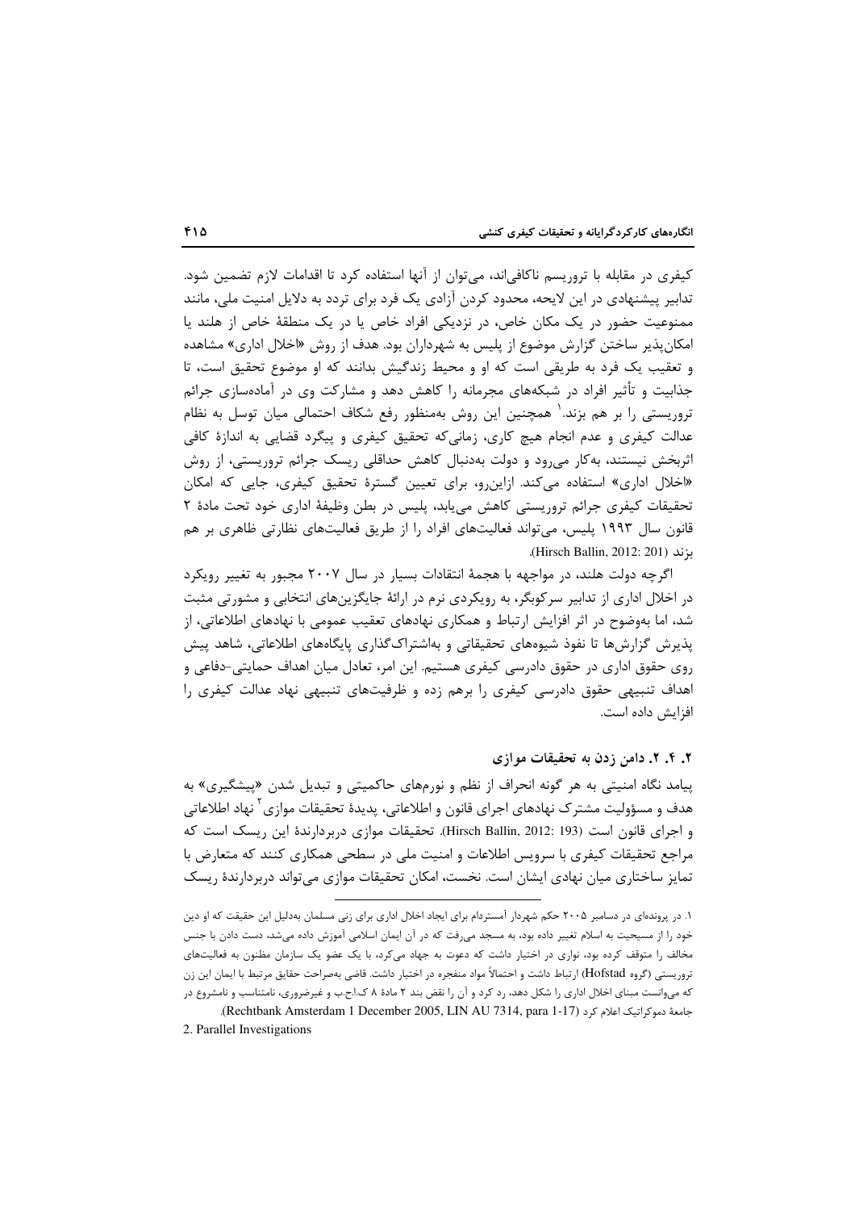کیفری در مقابله با تروریسم ناکافی‌اند، می‌توان از آنها استفاده کرد تا اقدامات لازم تضمین شود. تدابیر پیشنهادی در این لایحه، محدود کردن آزادی یک فرد برای تردد به دلایل امنیت ملی، مانند ممنوعیت حضور در یک مکان خاص، در نزدیکی افراد خاص یا در یک منطقهٔ خاص از هلند یا امکان‌پذیر ساختن گزارش موضوع از پلیس به شهرداران بود. هدف از روش «اخلال اداری» مشاهده و تعقیب یک فرد به طریقی است که او و محیط زندگیش بدانند که او موضوع تحقیق است، تا جذابیت و تأثیر افراد در شبکه‌های مجرمانه را کاهش دهد و مشارکت وی در آماده‌سازی جرائم تروریستی را بر هم بزند.[1] همچنین این روش به‌منظور رفع شکاف احتمالی میان توسل به نظام عدالت کیفری و عدم انجام هیچ کاری، زمانی‌که تحقیق کیفری و پیگرد قضایی به اندازهٔ کافی اثربخش نیستند، به‌کار می‌رود و دولت به‌دنبال کاهش حداقلی ریسک جرائم تروریستی، از روش «اخلال اداری» استفاده می‌کند. ازاین‌رو، برای تعیین گسترهٔ تحقیق کیفری، جایی که امکان تحقیقات کیفری جرائم تروریستی کاهش می‌یابد، پلیس در بطن وظیفهٔ اداری خود تحت مادهٔ ۲ قانون سال ۱۹۹۳ پلیس، می‌تواند فعالیت‌های افراد را از طریق فعالیت‌های نظارتی ظاهری بر هم بزند (Hirsch Ballin, 2012: 201).

اگرچه دولت هلند، در مواجهه با هجمهٔ انتقادات بسیار در سال ۲۰۰۷ مجبور به تغییر رویکرد در اخلال اداری از تدابیر سرکوبگر، به رویکردی نرم در ارائهٔ جایگزین‌های انتخابی و مشورتی مثبت شد، اما به‌وضوح در اثر افزایش ارتباط و همکاری نهادهای تعقیب عمومی با نهادهای اطلاعاتی، از پذیرش گزارش‌ها تا نفوذ شیوه‌های تحقیقاتی و به‌اشتراک‌گذاری پایگاه‌های اطلاعاتی، شاهد پیش روی حقوق اداری در حقوق دادرسی کیفری هستیم. این امر، تعادل میان اهداف حمایتی-دفاعی و اهداف تنبیهی حقوق دادرسی کیفری را برهم زده و ظرفیت‌های تنبیهی نهاد عدالت کیفری را افزایش داده است.

### ۲. ۴. ۲. دامن زدن به تحقیقات موازی

پیامد نگاه امنیتی به هر گونه انحراف از نظم و نورم‌های حاکمیتی و تبدیل شدن «پیشگیری» به هدف و مسؤولیت مشترک نهادهای اجرای قانون و اطلاعاتی، پدیدهٔ تحقیقات موازی[2] نهاد اطلاعاتی و اجرای قانون است (Hirsch Ballin, 2012: 193). تحقیقات موازی دربردارندهٔ این ریسک است که مراجع تحقیقات کیفری با سرویس اطلاعات و امنیت ملی در سطحی همکاری کنند که متعارض با تمایز ساختاری میان نهادی ایشان است. نخست، امکان تحقیقات موازی می‌تواند دربردارندهٔ ریسک

---

۱. در پرونده‌ای در دسامبر ۲۰۰۵ حکم شهردار آمستردام برای ایجاد اخلال اداری برای زنی مسلمان به‌دلیل این حقیقت که او دین خود را از مسیحیت به اسلام تغییر داده بود، به مسجد می‌رفت که در آن ایمان اسلامی آموزش داده می‌شد، دست دادن با جنس مخالف را متوقف کرده بود، نواری در اختیار داشت که دعوت به جهاد می‌کرد، با یک عضو یک سازمان مظنون به فعالیت‌های تروریستی (گروه Hofstad) ارتباط داشت و احتمالاً مواد منفجره در اختیار داشت. قاضی به‌صراحت حقایق مرتبط با ایمان این زن که می‌وانست مبنای اخلال اداری را شکل دهد، رد کرد و آن را نقض بند ۲ مادهٔ ۸ ک.ا.ح.ب و غیرضروری، نامتناسب و نامشروع در جامعهٔ دموکراتیک اعلام کرد (Rechtbank Amsterdam 1 December 2005, LIN AU 7314, para 1-17).

2. Parallel Investigations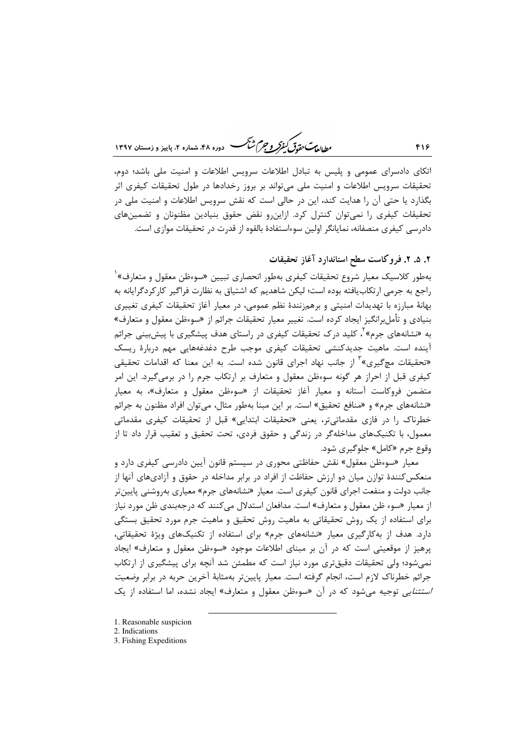اتکای دادسرای عمومی و پلیس به تبادل اطلاعات سرویس اطلاعات و امنیت ملی باشد؛ دوم، تحقیقات سرویس اطلاعات و امنیت ملی می‌تواند بر بروز رخدادها در طول تحقیقات کیفری اثر بگذارد یا حتی آن را هدایت کند، این در حالی است که نقش سرویس اطلاعات و امنیت ملی در تحقیقات کیفری را نمی‌توان کنترل کرد. ازاین‌رو نقض حقوق بنیادین مظنونان و تضمین‌های دادرسی کیفری منصفانه، نمایانگر اولین سوءاستفادهٔ بالقوه از قدرت در تحقیقات موازی است.

### ۲. ۵. ۲. فروکاست سطح استاندارد آغاز تحقیقات

به‌طور کلاسیک معیار شروع تحقیقات کیفری به‌طور انحصاری تبیین «سوءظن معقول و متعارف»[1] راجع به جرمی ارتکاب‌یافته بوده است؛ لیکن شاهدیم که اشتیاق به نظارت فراگیر کارکردگرایانه به بهانهٔ مبارزه با تهدیدات امنیتی و برهم‌زنندهٔ نظم عمومی، در معیار آغاز تحقیقات کیفری تغییری بنیادی و تأمل‌برانگیز ایجاد کرده است. تغییر معیار تحقیقات جرائم از «سوءظن معقول و متعارف» به «نشانه‌های جرم»[2]، کلید درک تحقیقات کیفری در راستای هدف پیشگیری با پیش‌بینی جرائم آینده است. ماهیت جدیدکنشی تحقیقات کیفری موجب طرح دغدغه‌هایی مهم دربارهٔ ریسک «تحقیقات مچ‌گیری»[3] از جانب نهاد اجرای قانون شده است. به این معنا که اقدامات تحقیقی کیفری قبل از احراز هر گونه سوءظن معقول و متعارف بر ارتکاب جرم را در برمی‌گیرد. این امر متضمن فروکاست آستانه و معیار آغاز تحقیقات از «سوءظن معقول و متعارف»، به معیار «نشانه‌های جرم» و «منافع تحقیق» است. بر این مبنا به‌طور مثال، می‌توان افراد مظنون به جرائم خطرناک را در فازی مقدماتی‌تر، یعنی «تحقیقات ابتدایی» قبل از تحقیقات کیفری مقدماتی معمول، با تکنیک‌های مداخله‌گر در زندگی و حقوق فردی، تحت تحقیق و تعقیب قرار داد تا از وقوع جرم «کامل» جلوگیری شود.

معیار «سوءظن معقول» نقش حفاظتی محوری در سیستم قانون آیین دادرسی کیفری دارد و منعکس‌کنندهٔ توازن میان دو ارزش حفاظت از افراد در برابر مداخله در حقوق و آزادی‌های آنها از جانب دولت و منفعت اجرای قانون کیفری است. معیار «نشانه‌های جرم» معیاری به‌روشنی پایین‌تر از معیار «سوء ظن معقول و متعارف» است. مدافعان استدلال می‌کنند که درجه‌بندی ظن مورد نیاز برای استفاده از یک روش تحقیقاتی به ماهیت روش تحقیق و ماهیت جرم مورد تحقیق بستگی دارد. هدف از به‌کارگیری معیار «نشانه‌های جرم» برای استفاده از تکنیک‌های ویژهٔ تحقیقاتی، پرهیز از موقعیتی است که در آن بر مبنای اطلاعات موجود «سوءظن معقول و متعارف» ایجاد نمی‌شود؛ ولی تحقیقات دقیق‌تری مورد نیاز است که مطمئن شد آنچه برای پیشگیری از ارتکاب جرائم خطرناک لازم است، انجام گرفته است. معیار پایین‌تر به‌مثابهٔ آخرین حربه در برابر *وضعیت استثنایی* توجیه می‌شود که در آن «سوءظن معقول و متعارف» ایجاد نشده، اما استفاده از یک

---

1. Reasonable suspicion
2. Indications
3. Fishing Expeditions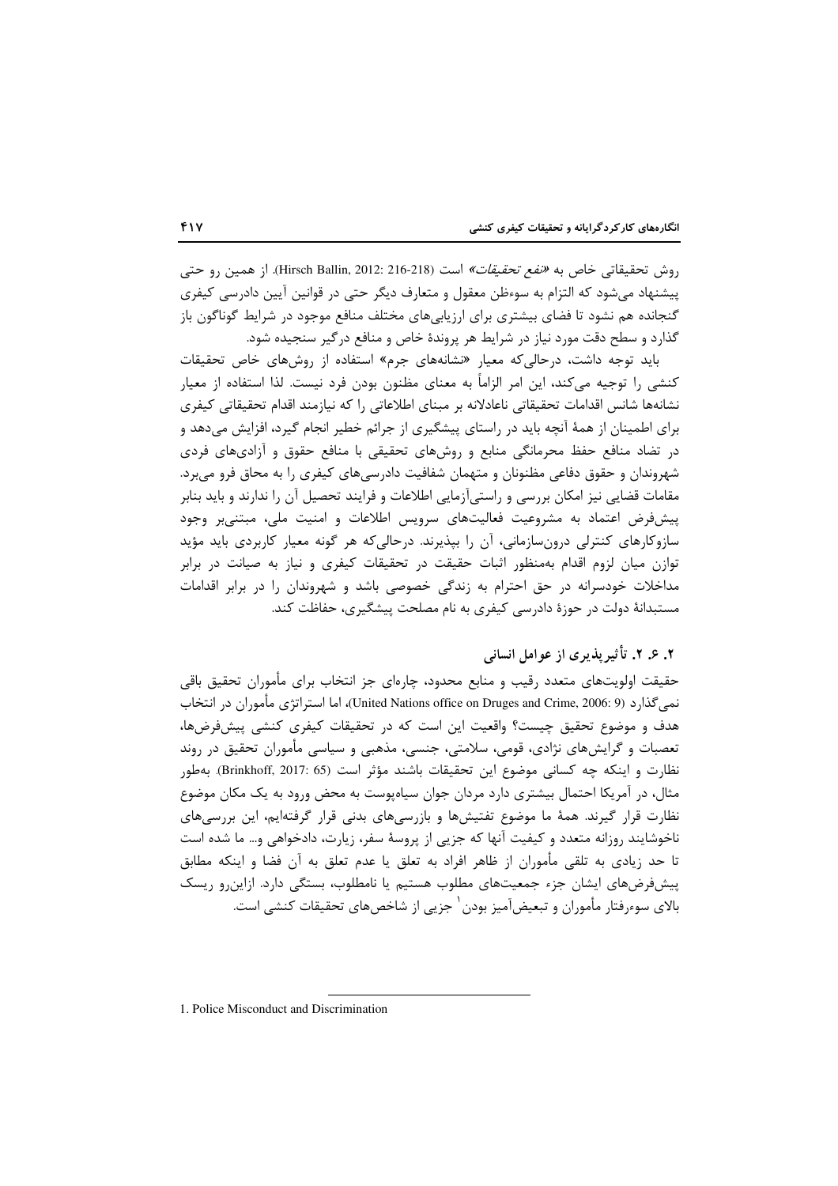روش تحقیقاتی خاص به «*نفع تحقیقات*» است (Hirsch Ballin, 2012: 216-218). از همین رو حتی پیشنهاد می‌شود که التزام به سوءظن معقول و متعارف دیگر حتی در قوانین آیین دادرسی کیفری گنجانده هم نشود تا فضای بیشتری برای ارزیابی‌های مختلف منافع موجود در شرایط گوناگون باز گذارد و سطح دقت مورد نیاز در شرایط هر پروندهٔ خاص و منافع درگیر سنجیده شود.

باید توجه داشت، درحالی‌که معیار «نشانه‌های جرم» استفاده از روش‌های خاص تحقیقات کنشی را توجیه می‌کند، این امر الزاماً به معنای مظنون بودن فرد نیست. لذا استفاده از معیار نشانه‌ها شانس اقدامات تحقیقاتی ناعادلانه بر مبنای اطلاعاتی را که نیازمند اقدام تحقیقاتی کیفری برای اطمینان از همهٔ آنچه باید در راستای پیشگیری از جرائم خطیر انجام گیرد، افزایش می‌دهد و در تضاد منافع حفظ محرمانگی منابع و روش‌های تحقیقی با منافع حقوق و آزادی‌های فردی شهروندان و حقوق دفاعی مظنونان و متهمان شفافیت دادرسی‌های کیفری را به محاق فرو می‌برد. مقامات قضایی نیز امکان بررسی و راستی‌آزمایی اطلاعات و فرایند تحصیل آن را ندارند و باید بنابر پیش‌فرض اعتماد به مشروعیت فعالیت‌های سرویس اطلاعات و امنیت ملی، مبتنی‌بر وجود سازوکارهای کنترلی درون‌سازمانی، آن را بپذیرند. درحالی‌که هر گونه معیار کاربردی باید مؤید توازن میان لزوم اقدام به‌منظور اثبات حقیقت در تحقیقات کیفری و نیاز به صیانت در برابر مداخلات خودسرانه در حق احترام به زندگی خصوصی باشد و شهروندان را در برابر اقدامات مستبدانهٔ دولت در حوزهٔ دادرسی کیفری به نام مصلحت پیشگیری، حفاظت کند.

### ۲. ۶. ۲. تأثیرپذیری از عوامل انسانی

حقیقت اولویت‌های متعدد رقیب و منابع محدود، چاره‌ای جز انتخاب برای مأموران تحقیق باقی نمی‌گذارد (United Nations office on Druges and Crime, 2006: 9)، اما استراتژی مأموران در انتخاب هدف و موضوع تحقیق چیست؟ واقعیت این است که در تحقیقات کیفری کنشی پیش‌فرض‌ها، تعصبات و گرایش‌های نژادی، قومی، سلامتی، جنسی، مذهبی و سیاسی مأموران تحقیق در روند نظارت و اینکه چه کسانی موضوع این تحقیقات باشند مؤثر است (Brinkhoff, 2017: 65). به‌طور مثال، در آمریکا احتمال بیشتری دارد مردان جوان سیاه‌پوست به محض ورود به یک مکان موضوع نظارت قرار گیرند. همهٔ ما موضوع تفتیش‌ها و بازرسی‌های بدنی قرار گرفته‌ایم، این بررسی‌های ناخوشایند روزانه متعدد و کیفیت آنها که جزیی از پروسهٔ سفر، زیارت، دادخواهی و... ما شده است تا حد زیادی به تلقی مأموران از ظاهر افراد به تعلق یا عدم تعلق به آن فضا و اینکه مطابق پیش‌فرض‌های ایشان جزء جمعیت‌های مطلوب هستیم یا نامطلوب، بستگی دارد. ازاین‌رو ریسک بالای سوءرفتار مأموران و تبعیض‌آمیز بودن[1] جزیی از شاخص‌های تحقیقات کنشی است.

---

1. Police Misconduct and Discrimination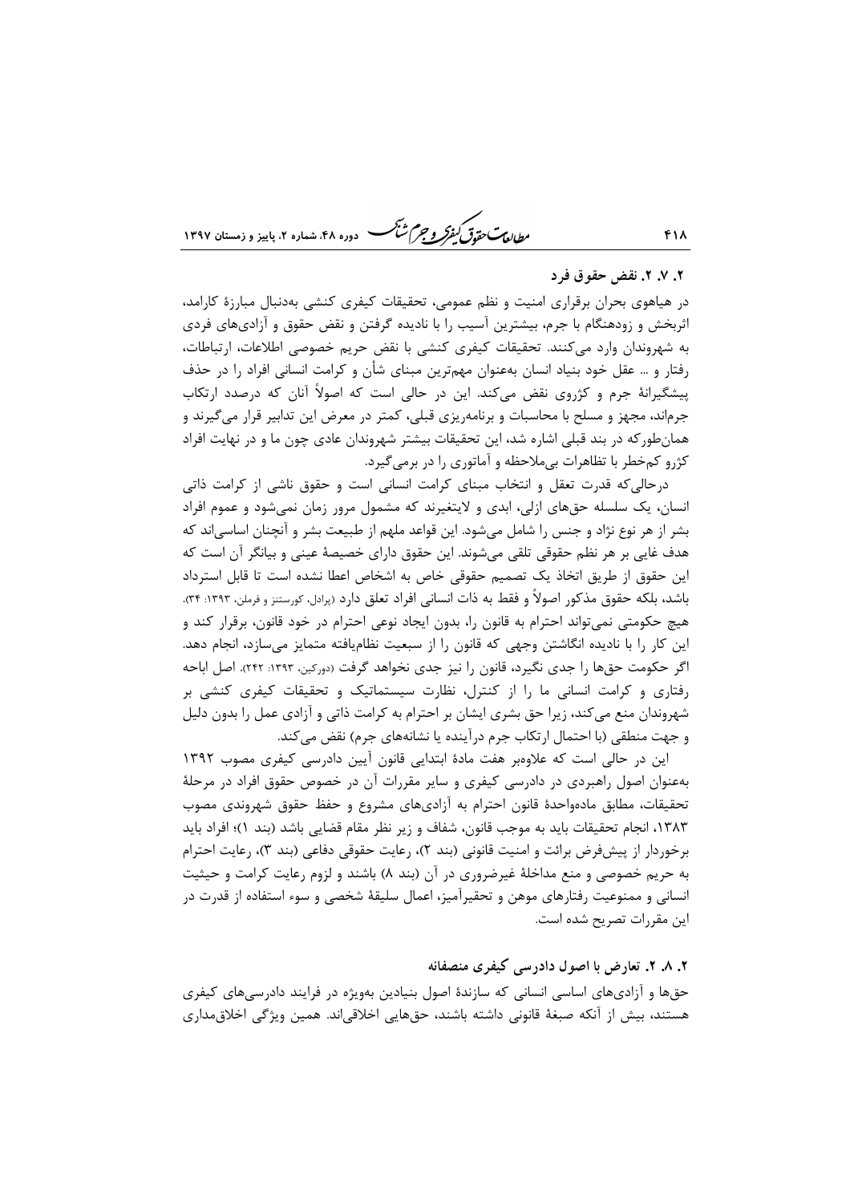### ۲. ۷. ۲. نقض حقوق فرد

در هیاهوی بحران برقراری امنیت و نظم عمومی، تحقیقات کیفری کنشی به‌دنبال مبارزهٔ کارامد، اثربخش و زودهنگام با جرم، بیشترین آسیب را با نادیده گرفتن و نقض حقوق و آزادی‌های فردی به شهروندان وارد می‌کنند. تحقیقات کیفری کنشی با نقض حریم خصوصی اطلاعات، ارتباطات، رفتار و ... عقل خود بنیاد انسان به‌عنوان مهم‌ترین مبنای شأن و کرامت انسانی افراد را در حذف پیشگیرانهٔ جرم و کژروی نقض می‌کند. این در حالی است که اصولاً آنان که درصدد ارتکاب جرم‌اند، مجهز و مسلح با محاسبات و برنامه‌ریزی قبلی، کمتر در معرض این تدابیر قرار می‌گیرند و همان‌طورکه در بند قبلی اشاره شد، این تحقیقات بیشتر شهروندان عادی چون ما و در نهایت افراد کژرو کم‌خطر با تظاهرات بی‌ملاحظه و آماتوری را در برمی‌گیرد.

درحالی‌که قدرت تعقل و انتخاب مبنای کرامت انسانی است و حقوق ناشی از کرامت ذاتی انسان، یک سلسله حق‌های ازلی، ابدی و لایتغیرند که مشمول مرور زمان نمی‌شود و عموم افراد بشر از هر نوع نژاد و جنس را شامل می‌شود. این قواعد ملهم از طبیعت بشر و آنچنان اساسی‌اند که هدف غایی بر هر نظم حقوقی تلقی می‌شوند. این حقوق دارای خصیصهٔ عینی و بیانگر آن است که این حقوق از طریق اتخاذ یک تصمیم حقوقی خاص به اشخاص اعطا نشده است تا قابل استرداد باشد، بلکه حقوق مذکور اصولاً و فقط به ذات انسانی افراد تعلق دارد (پرادل، کورستنز و فرملن، ۱۳۹۳: ۳۴). هیچ حکومتی نمی‌تواند احترام به قانون را، بدون ایجاد نوعی احترام در خود قانون، برقرار کند و این کار را با نادیده انگاشتن وجهی که قانون را از سبعیت نظام‌یافته متمایز می‌سازد، انجام دهد. اگر حکومت حق‌ها را جدی نگیرد، قانون را نیز جدی نخواهد گرفت (دورکین، ۱۳۹۳: ۲۴۲). اصل اباحه رفتاری و کرامت انسانی ما را از کنترل، نظارت سیستماتیک و تحقیقات کیفری کنشی بر شهروندان منع می‌کند، زیرا حق بشری ایشان بر احترام به کرامت ذاتی و آزادی عمل را بدون دلیل و جهت منطقی (با احتمال ارتکاب جرم درآینده یا نشانه‌های جرم) نقض می‌کند.

این در حالی است که علاوه‌بر هفت مادهٔ ابتدایی قانون آیین دادرسی کیفری مصوب ۱۳۹۲ به‌عنوان اصول راهبردی در دادرسی کیفری و سایر مقررات آن در خصوص حقوق افراد در مرحلهٔ تحقیقات، مطابق ماده‌واحدهٔ قانون احترام به آزادی‌های مشروع و حفظ حقوق شهروندی مصوب ۱۳۸۳، انجام تحقیقات باید به موجب قانون، شفاف و زیر نظر مقام قضایی باشد (بند ۱)؛ افراد باید برخوردار از پیش‌فرض برائت و امنیت قانونی (بند ۲)، رعایت حقوقی دفاعی (بند ۳)، رعایت احترام به حریم خصوصی و منع مداخلهٔ غیرضروری در آن (بند ۸) باشند و لزوم رعایت کرامت و حیثیت انسانی و ممنوعیت رفتارهای موهن و تحقیرآمیز، اعمال سلیقهٔ شخصی و سوء استفاده از قدرت در این مقررات تصریح شده است.

### ۲. ۸. ۲. تعارض با اصول دادرسی کیفری منصفانه

حق‌ها و آزادی‌های اساسی انسانی که سازندهٔ اصول بنیادین به‌ویژه در فرایند دادرسی‌های کیفری هستند، بیش از آنکه صبغهٔ قانونی داشته باشند، حق‌هایی اخلاقی‌اند. همین ویژگی اخلاق‌مداری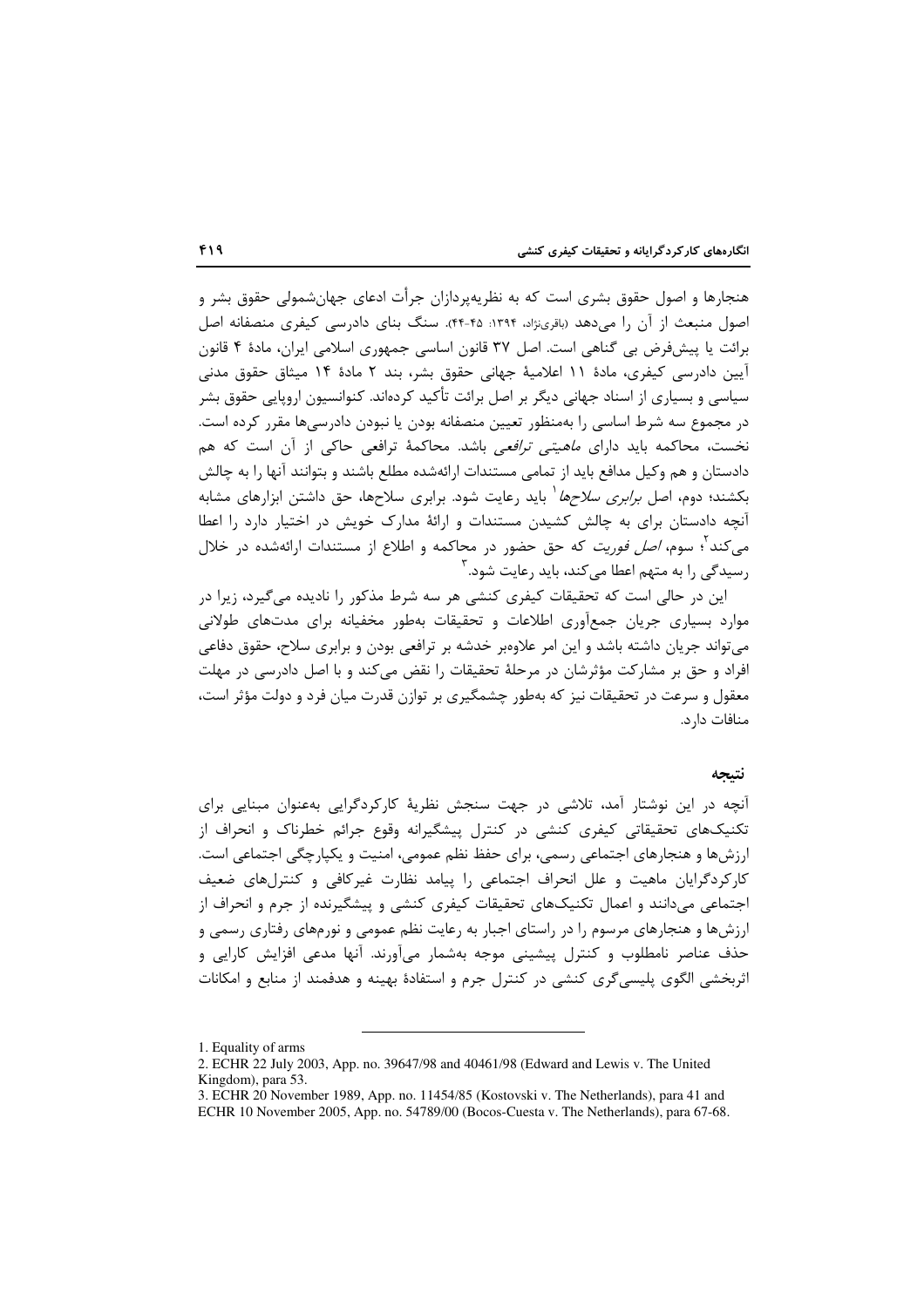هنجارها و اصول حقوق بشری است که به نظریه‌پردازان جرأت ادعای جهان‌شمولی حقوق بشر و اصول منبعث از آن را می‌دهد (باقری‌نژاد، ۱۳۹۴: ۴۵-۴۴). سنگ بنای دادرسی کیفری منصفانه اصل برائت یا پیش‌فرض بی گناهی است. اصل ۳۷ قانون اساسی جمهوری اسلامی ایران، مادهٔ ۴ قانون آیین دادرسی کیفری، مادهٔ ۱۱ اعلامیهٔ جهانی حقوق بشر، بند ۲ مادهٔ ۱۴ میثاق حقوق مدنی سیاسی و بسیاری از اسناد جهانی دیگر بر اصل برائت تأکید کرده‌اند. کنوانسیون اروپایی حقوق بشر در مجموع سه شرط اساسی را به‌منظور تعیین منصفانه بودن یا نبودن دادرسی‌ها مقرر کرده است. نخست، محاکمه باید دارای *ماهیتی ترافعی* باشد. محاکمهٔ ترافعی حاکی از آن است که هم دادستان و هم وکیل مدافع باید از تمامی مستندات ارائه‌شده مطلع باشند و بتوانند آنها را به چالش بکشند؛ دوم، اصل *برابری سلاح‌ها*[1] باید رعایت شود. برابری سلاح‌ها، حق داشتن ابزارهای مشابه آنچه دادستان برای به چالش کشیدن مستندات و ارائهٔ مدارک خویش در اختیار دارد را اعطا می‌کند[2]؛ سوم، *اصل فوریت* که حق حضور در محاکمه و اطلاع از مستندات ارائه‌شده در خلال رسیدگی را به متهم اعطا می‌کند، باید رعایت شود.[3]

این در حالی است که تحقیقات کیفری کنشی هر سه شرط مذکور را نادیده می‌گیرد، زیرا در موارد بسیاری جریان جمع‌آوری اطلاعات و تحقیقات به‌طور مخفیانه برای مدت‌های طولانی می‌تواند جریان داشته باشد و این امر علاوه‌بر خدشه بر ترافعی بودن و برابری سلاح، حقوق دفاعی افراد و حق بر مشارکت مؤثرشان در مرحلهٔ تحقیقات را نقض می‌کند و با اصل دادرسی در مهلت معقول و سرعت در تحقیقات نیز که به‌طور چشمگیری بر توازن قدرت میان فرد و دولت مؤثر است، منافات دارد.

## نتیجه

آنچه در این نوشتار آمد، تلاشی در جهت سنجش نظریهٔ کارکردگرایی به‌عنوان مبنایی برای تکنیک‌های تحقیقاتی کیفری کنشی در کنترل پیشگیرانه وقوع جرائم خطرناک و انحراف از ارزش‌ها و هنجارهای اجتماعی رسمی، برای حفظ نظم عمومی، امنیت و یکپارچگی اجتماعی است. کارکردگرایان ماهیت و علل انحراف اجتماعی را پیامد نظارت غیرکافی و کنترل‌های ضعیف اجتماعی می‌دانند و اعمال تکنیک‌های تحقیقات کیفری کنشی و پیشگیرنده از جرم و انحراف از ارزش‌ها و هنجارهای مرسوم را در راستای اجبار به رعایت نظم عمومی و نورم‌های رفتاری رسمی و حذف عناصر نامطلوب و کنترل پیشینی موجه به‌شمار می‌آورند. آنها مدعی افزایش کارایی و اثربخشی الگوی پلیسی‌گری کنشی در کنترل جرم و استفادهٔ بهینه و هدفمند از منابع و امکانات

---

1. Equality of arms
2. ECHR 22 July 2003, App. no. 39647/98 and 40461/98 (Edward and Lewis v. The United Kingdom), para 53.
3. ECHR 20 November 1989, App. no. 11454/85 (Kostovski v. The Netherlands), para 41 and ECHR 10 November 2005, App. no. 54789/00 (Bocos-Cuesta v. The Netherlands), para 67-68.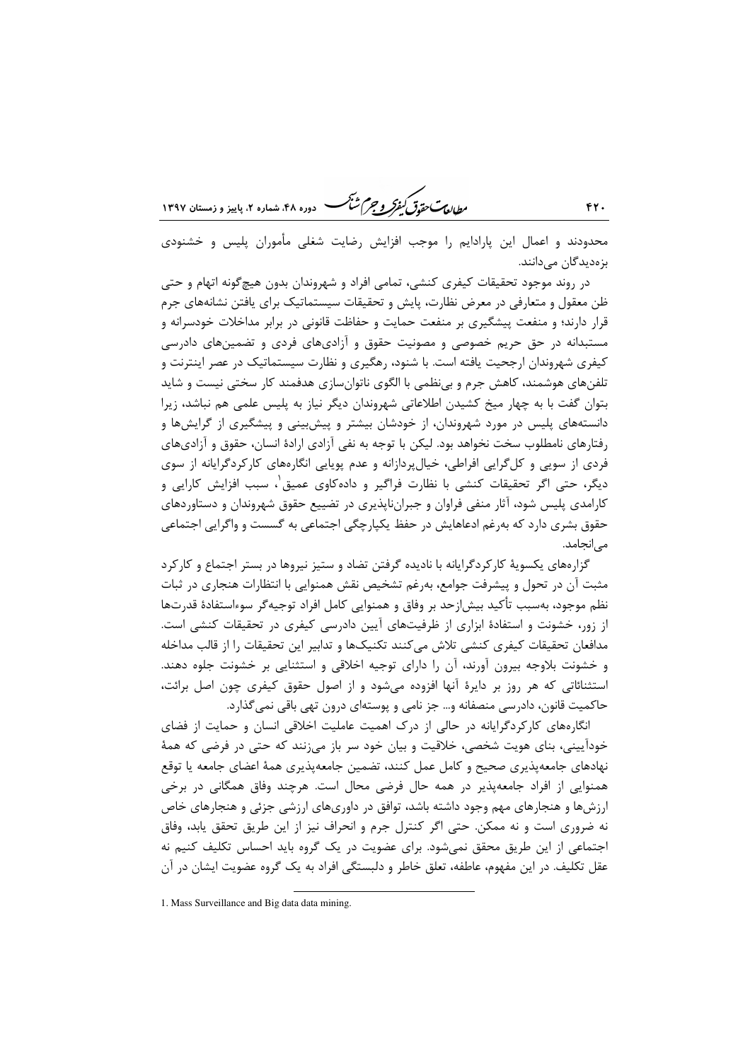محدودند و اعمال این پارادایم را موجب افزایش رضایت شغلی مأموران پلیس و خشنودی بزه‌دیدگان می‌دانند.

در روند موجود تحقیقات کیفری کنشی، تمامی افراد و شهروندان بدون هیچ‌گونه اتهام و حتی ظن معقول و متعارفی در معرض نظارت، پایش و تحقیقات سیستماتیک برای یافتن نشانه‌های جرم قرار دارند؛ و منفعت پیشگیری بر منفعت حمایت و حفاظت قانونی در برابر مداخلات خودسرانه و مستبدانه در حق حریم خصوصی و مصونیت حقوق و آزادی‌های فردی و تضمین‌های دادرسی کیفری شهروندان ارجحیت یافته است. با شنود، رهگیری و نظارت سیستماتیک در عصر اینترنت و تلفن‌های هوشمند، کاهش جرم و بی‌نظمی با الگوی ناتوان‌سازی هدفمند کار سختی نیست و شاید بتوان گفت با به چهار میخ کشیدن اطلاعاتی شهروندان دیگر نیاز به پلیس علمی هم نباشد، زیرا دانسته‌های پلیس در مورد شهروندان، از خودشان بیشتر و پیش‌بینی و پیشگیری از گرایش‌ها و رفتارهای نامطلوب سخت نخواهد بود. لیکن با توجه به نفی آزادی ارادهٔ انسان، حقوق و آزادی‌های فردی از سویی و کل‌گرایی افراطی، خیال‌پردازانه و عدم پویایی انگاره‌های کارکردگرایانه از سوی دیگر، حتی اگر تحقیقات کنشی با نظارت فراگیر و داده‌کاوی عمیق[1]، سبب افزایش کارایی و کارامدی پلیس شود، آثار منفی فراوان و جبران‌ناپذیری در تضییع حقوق شهروندان و دستاوردهای حقوق بشری دارد که به‌رغم ادعاهایش در حفظ یکپارچگی اجتماعی به گسست و واگرایی اجتماعی می‌انجامد.

گزاره‌های یکسویهٔ کارکردگرایانه با نادیده گرفتن تضاد و ستیز نیروها در بستر اجتماع و کارکرد مثبت آن در تحول و پیشرفت جوامع، به‌رغم تشخیص نقش همنوایی با انتظارات هنجاری در ثبات نظم موجود، به‌سبب تأکید بیش‌ازحد بر وفاق و همنوایی کامل افراد توجیه‌گر سوءاستفادهٔ قدرت‌ها از زور، خشونت و استفادهٔ ابزاری از ظرفیت‌های آیین دادرسی کیفری در تحقیقات کنشی است. مدافعان تحقیقات کیفری کنشی تلاش می‌کنند تکنیک‌ها و تدابیر این تحقیقات را از قالب مداخله و خشونت بلاوجه بیرون آورند، آن را دارای توجیه اخلاقی و استثنایی بر خشونت جلوه دهند. استثنائاتی که هر روز بر دایرهٔ آنها افزوده می‌شود و از اصول حقوق کیفری چون اصل برائت، حاکمیت قانون، دادرسی منصفانه و... جز نامی و پوسته‌ای درون تهی باقی نمی‌گذارد.

انگاره‌های کارکردگرایانه در حالی از درک اهمیت عاملیت اخلاقی انسان و حمایت از فضای خودآیینی، بنای هویت شخصی، خلاقیت و بیان خود سر باز می‌زنند که حتی در فرضی که همهٔ نهادهای جامعه‌پذیری صحیح و کامل عمل کنند، تضمین جامعه‌پذیری همهٔ اعضای جامعه یا توقع همنوایی از افراد جامعه‌پذیر در همه حال فرضی محال است. هرچند وفاق همگانی در برخی ارزش‌ها و هنجارهای مهم وجود داشته باشد، توافق در داوری‌های ارزشی جزئی و هنجارهای خاص نه ضروری است و نه ممکن. حتی اگر کنترل جرم و انحراف نیز از این طریق تحقق یابد، وفاق اجتماعی از این طریق محقق نمی‌شود. برای عضویت در یک گروه باید احساس تکلیف کنیم نه عقل تکلیف. در این مفهوم، عاطفه، تعلق خاطر و دلبستگی افراد به یک گروه عضویت ایشان در آن

---

1. Mass Surveillance and Big data data mining.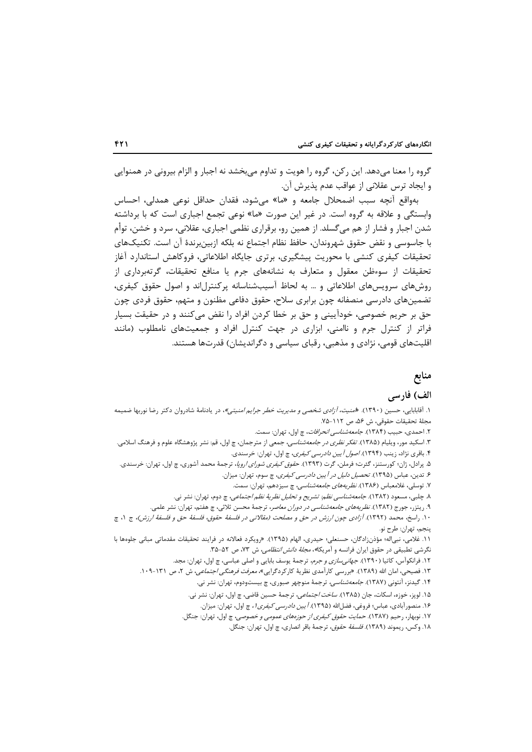گروه را معنا می‌دهد. این رکن، گروه را هویت و تداوم می‌بخشد نه اجبار و الزام بیرونی در همنوایی و ایجاد ترس عقلانی از عواقب عدم پذیرش آن.

به‌واقع آنچه سبب اضمحلال جامعه و «ما» می‌شود، فقدان حداقل نوعی همدلی، احساس وابستگی و علاقه به گروه است. در غیر این صورت «ما» نوعی تجمع اجباری است که با برداشته شدن اجبار و فشار از هم می‌گسلد. از همین رو، برقراری نظمی اجباری، عقلانی، سرد و خشن، توأم با جاسوسی و نقض حقوق شهروندان، حافظ نظام اجتماع نه بلکه ازبین‌برندهٔ آن است. تکنیک‌های تحقیقات کیفری کنشی با محوریت پیشگیری، برتری جایگاه اطلاعاتی، فروکاهش استاندارد آغاز تحقیقات از سوءظن معقول و متعارف به نشانه‌های جرم یا منافع تحقیقات، گرته‌برداری از روش‌های سرویس‌های اطلاعاتی و ... به لحاظ آسیب‌شناسانه پرکنترل‌اند و اصول حقوق کیفری، تضمین‌های دادرسی منصفانه چون برابری سلاح، حقوق دفاعی مظنون و متهم، حقوق فردی چون حق بر حریم خصوصی، خودآیینی و حق بر خطا کردن افراد را نقض می‌کنند و در حقیقت بسیار فراتر از کنترل جرم و ناامنی، ابزاری در جهت کنترل افراد و جمعیت‌های نامطلوب (مانند اقلیت‌های قومی، نژادی و مذهبی، رقبای سیاسی و دگراندیشان) قدرت‌ها هستند.

## منابع

### الف) فارسی

۱. آقابابایی، حسین (۱۳۹۰). «*امنیت، آزادی شخصی و مدیریت خطر جرایم امنیتی*»، در یادنامهٔ شادروان دکتر رضا نوربها ضمیمه مجلهٔ تحقیقات حقوقی، ش ۵۶، ص ۱۱۲-۷۵.

۲. احمدی، حبیب (۱۳۸۴). *جامعه‌شناسی انحرافات*، چ اول، تهران: سمت.

۳. اسکید مور، ویلیام (۱۳۸۵). *تفکر نظری در جامعه‌شناسی*، جمعی از مترجمان، چ اول، قم: نشر پژوهشگاه علوم و فرهنگ اسلامی.

۴. باقری نژاد، زینب (۱۳۹۴). *اصول آیین دادرسی کیفری*، چ اول، تهران: خرسندی.

۵. پرادل، ژان؛ کورستنز، گِرت؛ فرملن، گرت (۱۳۹۳). *حقوق کیفری شورای اروپا*، ترجمهٔ محمد آشوری، چ اول، تهران: خرسندی.

۶. تدین، عباس (۱۳۹۵). *تحصیل دلیل در آیین دادرسی کیفری*، چ سوم، تهران: میزان.

۷. توسلی، غلامعباس (۱۳۸۶). *نظریه‌های جامعه‌شناسی*، چ سیزدهم، تهران: سمت.

۸. چلبی، مسعود (۱۳۸۲). *جامعه‌شناسی نظم؛ تشریح و تحلیل نظریهٔ نظم اجتماعی*، چ دوم، تهران: نشر نی.

۹. ریتزر، جورج (۱۳۸۲). *نظریه‌های جامعه‌شناسی در دوران معاصر*، ترجمهٔ محسن ثلاثی، چ هفتم، تهران: نشر علمی.

۱۰. راسخ، محمد (۱۳۹۲). *آزادی چون ارزش در حق و مصلحت (مقالاتی در فلسفهٔ حقوق، فلسفهٔ حق و فلسفهٔ ارزش)*، ج ۱، چ پنجم، تهران: طرح نو.

۱۱. غلامی، نبی‌اله؛ مؤذن‌زادگان، حسنعلی؛ حیدری، الهام (۱۳۹۵). «رویکرد فعالانه در فرایند تحقیقات مقدماتی مبانی جلوه‌ها با نگرشی تطبیقی در حقوق ایران فرانسه و آمریکا»، *مجلهٔ دانش انتظامی*، ش ۷۳، ص ۵۲-۳۵.

۱۲. فرانکوآس، کاتیا (۱۳۹۰). *جهانی‌سازی و جرم*، ترجمهٔ یوسف بابایی و اصلی عباسی، چ اول، تهران: مجد.

۱۳. فصیحی، امان الله (۱۳۸۹). «بررسی کارآمدی نظریهٔ کارکردگرایی»، *معرفت فرهنگی اجتماعی*، ش ۲، ص ۱۳۱-۱۰۹.

۱۴. گیدنز، آنتونی (۱۳۸۷). *جامعه‌شناسی*، ترجمهٔ منوچهر صبوری، چ بیست‌ودوم، تهران: نشر نی.

۱۵. لوپز، خوزه، اسکات، جان (۱۳۸۵). *ساخت اجتماعی*، ترجمهٔ حسین قاضی، چ اول، تهران: نشر نی.

۱۶. منصورآبادی، عباس؛ فروغی، فضل‌الله (۱۳۹۵). *آیین دادرسی کیفری۱*، چ اول، تهران: میزان.

۱۷. نوبهار، رحیم (۱۳۸۷). *حمایت حقوق کیفری از حوزه‌های عمومی و خصوصی*، چ اول، تهران: جنگل.

۱۸. وکس، ریموند (۱۳۸۹). *فلسفهٔ حقوق*، ترجمهٔ باقر انصاری، چ اول، تهران: جنگل.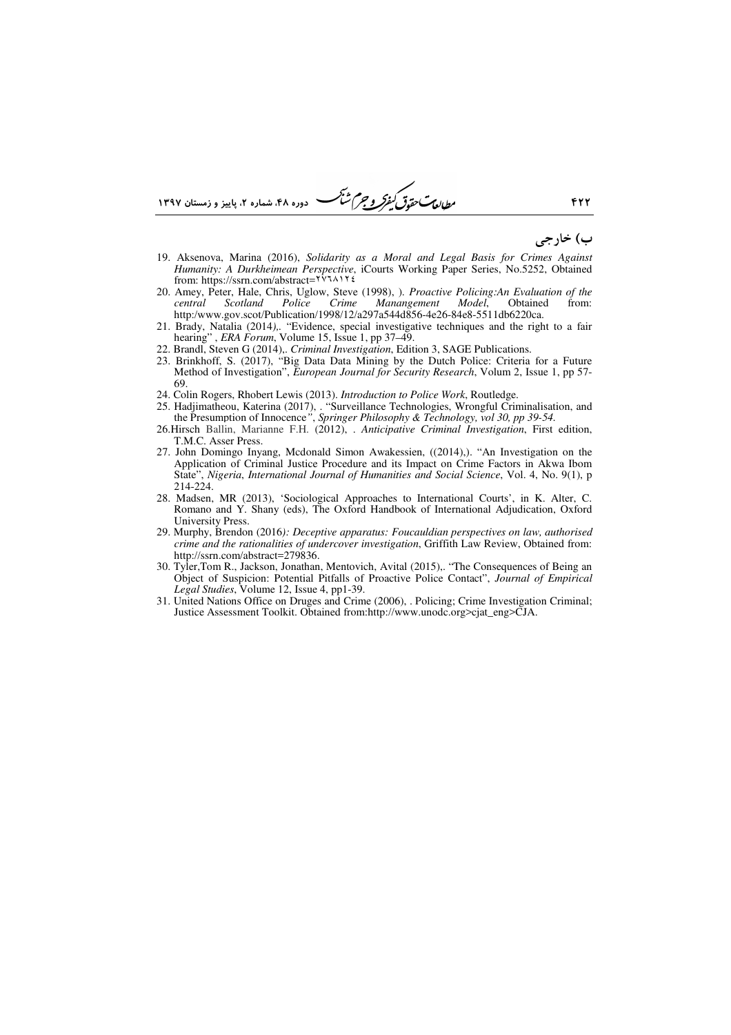## ب) خارجی

19. Aksenova, Marina (2016), *Solidarity as a Moral and Legal Basis for Crimes Against Humanity: A Durkheimean Perspective*, iCourts Working Paper Series, No.5252, Obtained from: https://ssrn.com/abstract=۲۷٦۸۱۲٤
20. Amey, Peter, Hale, Chris, Uglow, Steve (1998), ). *Proactive Policing:An Evaluation of the central Scotland Police Crime Manangement Model*, Obtained from: http:/www.gov.scot/Publication/1998/12/a297a544d856-4e26-84e8-5511db6220ca.
21. Brady, Natalia (2014),. "Evidence, special investigative techniques and the right to a fair hearing" , *ERA Forum*, Volume 15, Issue 1, pp 37–49.
22. Brandl, Steven G (2014),. *Criminal Investigation*, Edition 3, SAGE Publications.
23. Brinkhoff, S. (2017), "Big Data Data Mining by the Dutch Police: Criteria for a Future Method of Investigation", *European Journal for Security Research*, Volum 2, Issue 1, pp 57-69.
24. Colin Rogers, Rhobert Lewis (2013). *Introduction to Police Work*, Routledge.
25. Hadjimatheou, Katerina (2017), . "Surveillance Technologies, Wrongful Criminalisation, and the Presumption of Innocence", *Springer Philosophy & Technology, vol 30, pp 39-54.*
26. Hirsch Ballin, Marianne F.H. (2012), . *Anticipative Criminal Investigation*, First edition, T.M.C. Asser Press.
27. John Domingo Inyang, Mcdonald Simon Awakessien, ((2014),). "An Investigation on the Application of Criminal Justice Procedure and its Impact on Crime Factors in Akwa Ibom State", *Nigeria*, *International Journal of Humanities and Social Science*, Vol. 4, No. 9(1), p 214-224.
28. Madsen, MR (2013), 'Sociological Approaches to International Courts', in K. Alter, C. Romano and Y. Shany (eds), The Oxford Handbook of International Adjudication, Oxford University Press.
29. Murphy, Brendon (2016*): Deceptive apparatus: Foucauldian perspectives on law, authorised crime and the rationalities of undercover investigation*, Griffith Law Review, Obtained from: http://ssrn.com/abstract=279836.
30. Tyler,Tom R., Jackson, Jonathan, Mentovich, Avital (2015),. "The Consequences of Being an Object of Suspicion: Potential Pitfalls of Proactive Police Contact", *Journal of Empirical Legal Studies*, Volume 12, Issue 4, pp1-39.
31. United Nations Office on Druges and Crime (2006), . Policing; Crime Investigation Criminal; Justice Assessment Toolkit. Obtained from:http://www.unodc.org>cjat_eng>CJA.